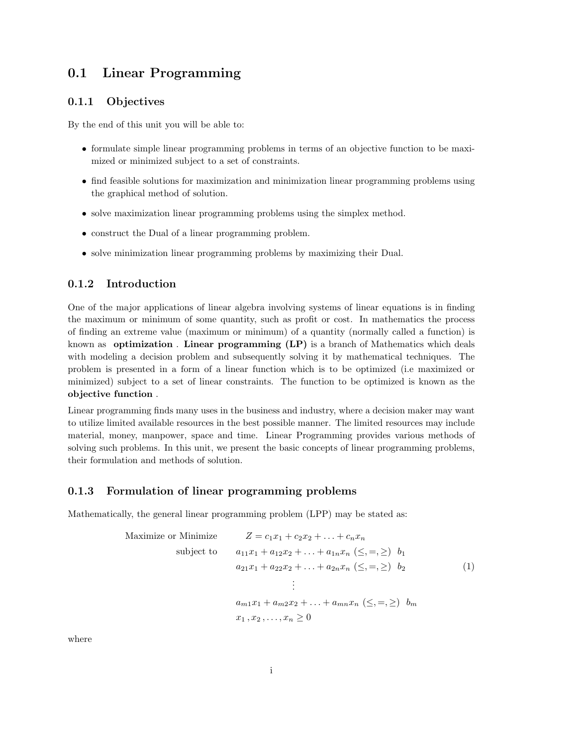## 0.1 Linear Programming

### 0.1.1 Objectives

By the end of this unit you will be able to:

- formulate simple linear programming problems in terms of an objective function to be maximized or minimized subject to a set of constraints.
- find feasible solutions for maximization and minimization linear programming problems using the graphical method of solution.
- solve maximization linear programming problems using the simplex method.
- construct the Dual of a linear programming problem.
- solve minimization linear programming problems by maximizing their Dual.

### 0.1.2 Introduction

One of the major applications of linear algebra involving systems of linear equations is in finding the maximum or minimum of some quantity, such as profit or cost. In mathematics the process of finding an extreme value (maximum or minimum) of a quantity (normally called a function) is known as **optimization** . **Linear programming (LP)** is a branch of Mathematics which deals with modeling a decision problem and subsequently solving it by mathematical techniques. The problem is presented in a form of a linear function which is to be optimized (i.e maximized or minimized) subject to a set of linear constraints. The function to be optimized is known as the **objective function** .

Linear programming finds many uses in the business and industry, where a decision maker may want to utilize limited available resources in the best possible manner. The limited resources may include material, money, manpower, space and time. Linear Programming provides various methods of solving such problems. In this unit, we present the basic concepts of linear programming problems, their formulation and methods of solution.

### 0.1.3 Formulation of linear programming problems

Mathematically, the general linear programming problem (LPP) may be stated as:

$$
\begin{aligned}
\text{Maximize or Minimize} \quad & Z = c_1x_1 + c_2x_2 + \ldots + c_nx_n \\
\text{subject to} \quad & a_{11}x_1 + a_{12}x_2 + \ldots + a_{1n}x_n \ (\leq, =, \geq) \ b_1 \\
& a_{21}x_1 + a_{22}x_2 + \ldots + a_{2n}x_n \ (\leq, =, \geq) \ b_2 \\
& \qquad \vdots \\
& a_{m1}x_1 + a_{m2}x_2 + \ldots + a_{mn}x_n \ (\leq, =, \geq) \ b_m \\
& x_1, x_2, \ldots, x_n \geq 0
\end{aligned}
\tag{1}
$$

where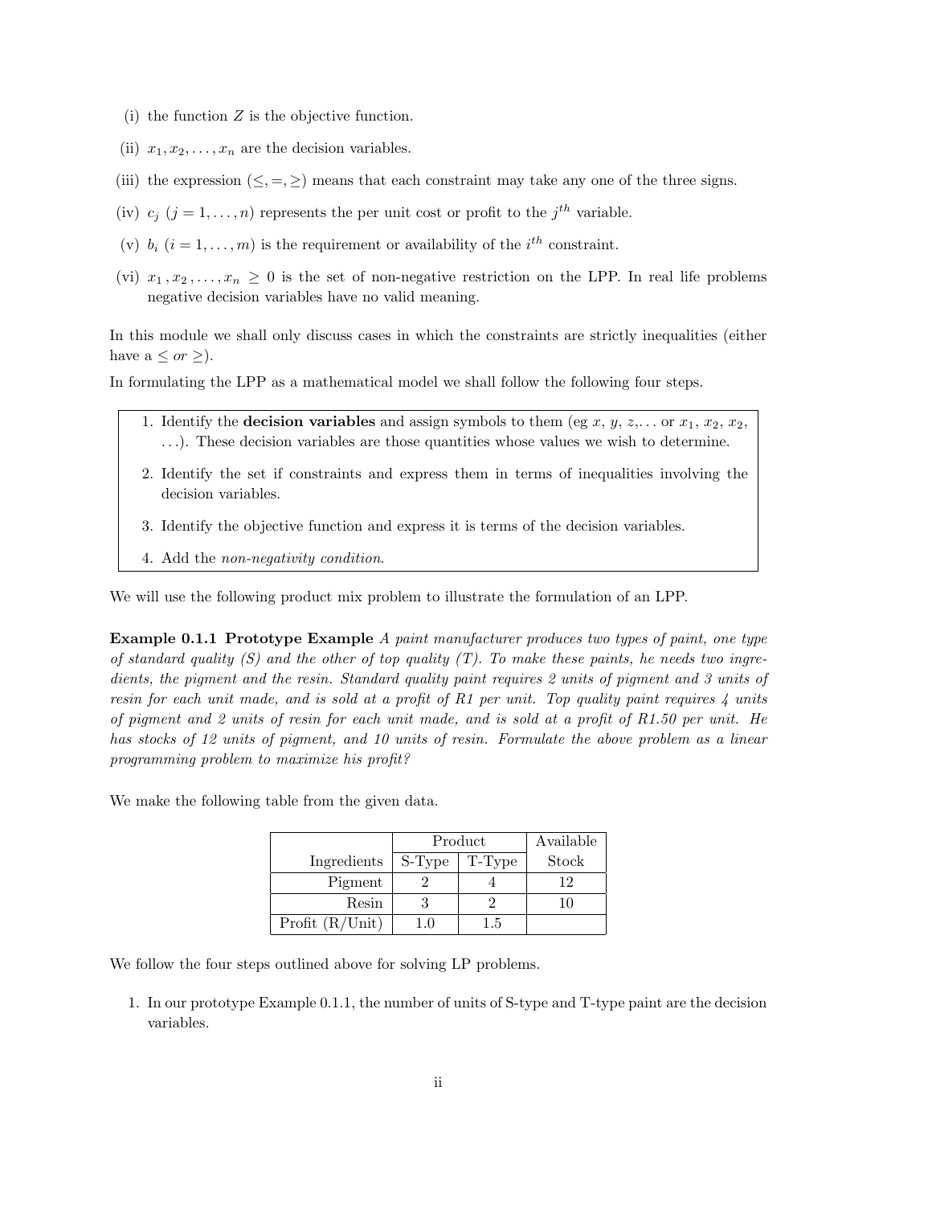(i) the function $Z$ is the objective function.

(ii) $x_1, x_2, \ldots, x_n$ are the decision variables.

(iii) the expression $(\leq, =, \geq)$ means that each constraint may take any one of the three signs.

(iv) $c_j$ $(j = 1, \ldots, n)$ represents the per unit cost or profit to the $j^{th}$ variable.

(v) $b_i$ $(i = 1, \ldots, m)$ is the requirement or availability of the $i^{th}$ constraint.

(vi) $x_1, x_2, \ldots, x_n \geq 0$ is the set of non-negative restriction on the LPP. In real life problems negative decision variables have no valid meaning.

In this module we shall only discuss cases in which the constraints are strictly inequalities (either have a $\leq$ *or* $\geq$).

In formulating the LPP as a mathematical model we shall follow the following four steps.

1. Identify the **decision variables** and assign symbols to them (eg $x$, $y$, $z$,... or $x_1$, $x_2$, $x_2$, ...). These decision variables are those quantities whose values we wish to determine.
2. Identify the set if constraints and express them in terms of inequalities involving the decision variables.
3. Identify the objective function and express it is terms of the decision variables.
4. Add the *non-negativity condition*.

We will use the following product mix problem to illustrate the formulation of an LPP.

**Example 0.1.1 Prototype Example** *A paint manufacturer produces two types of paint, one type of standard quality (S) and the other of top quality (T). To make these paints, he needs two ingredients, the pigment and the resin. Standard quality paint requires 2 units of pigment and 3 units of resin for each unit made, and is sold at a profit of R1 per unit. Top quality paint requires 4 units of pigment and 2 units of resin for each unit made, and is sold at a profit of R1.50 per unit. He has stocks of 12 units of pigment, and 10 units of resin. Formulate the above problem as a linear programming problem to maximize his profit?*

We make the following table from the given data.

| | Product | | Available |
|---|---|---|---|
| Ingredients | S-Type | T-Type | Stock |
| Pigment | 2 | 4 | 12 |
| Resin | 3 | 2 | 10 |
| Profit (R/Unit) | 1.0 | 1.5 | |

We follow the four steps outlined above for solving LP problems.

1. In our prototype Example 0.1.1, the number of units of S-type and T-type paint are the decision variables.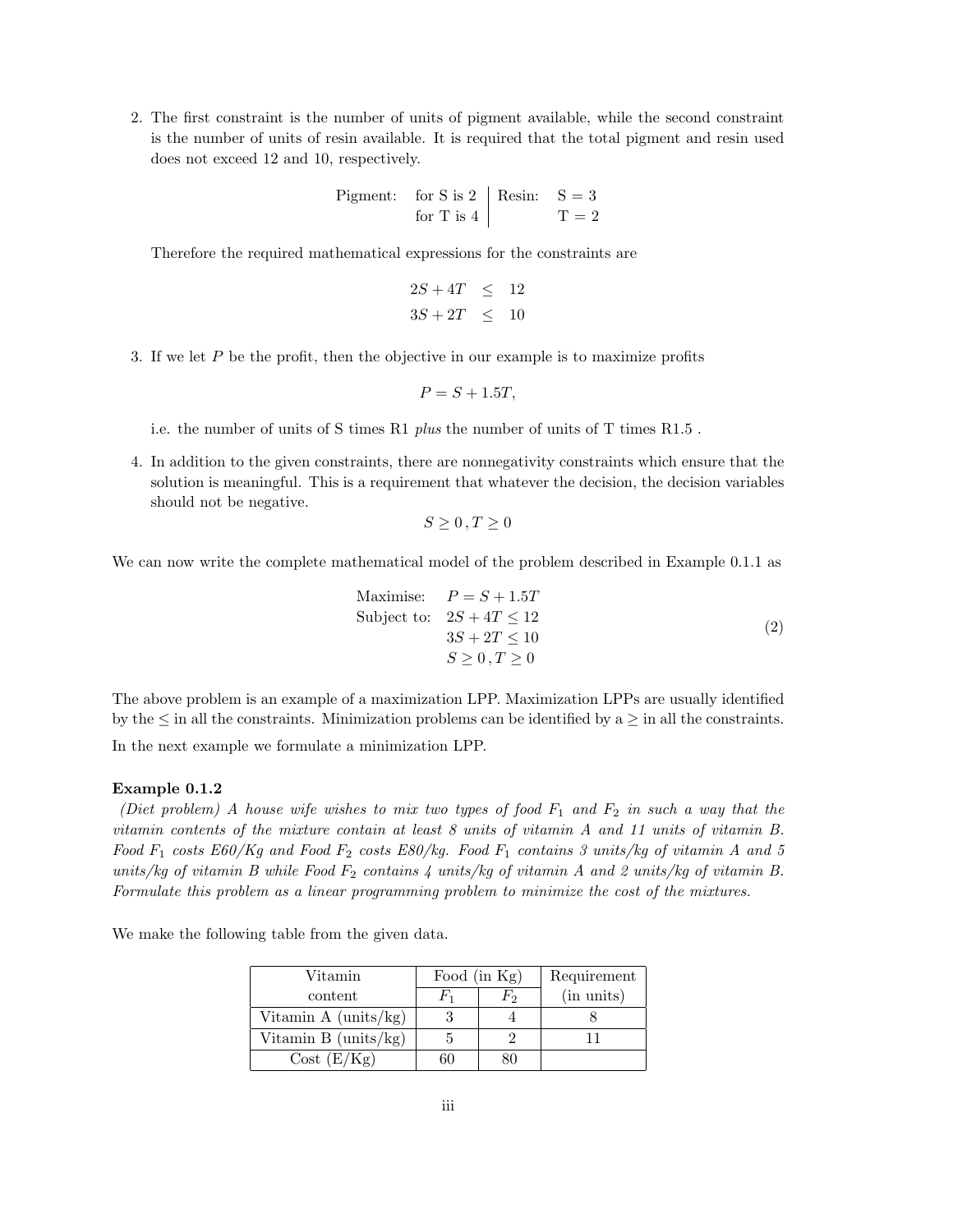2. The first constraint is the number of units of pigment available, while the second constraint is the number of units of resin available. It is required that the total pigment and resin used does not exceed 12 and 10, respectively.

   | Pigment: | | Resin: | |
   |---|---|---|---|
   | | for S is 2 | | S = 3 |
   | | for T is 4 | | T = 2 |

   Therefore the required mathematical expressions for the constraints are

   $$\begin{aligned} 2S + 4T &\leq 12 \\ 3S + 2T &\leq 10 \end{aligned}$$

3. If we let $P$ be the profit, then the objective in our example is to maximize profits

   $$P = S + 1.5T,$$

   i.e. the number of units of S times R1 *plus* the number of units of T times R1.5 .

4. In addition to the given constraints, there are nonnegativity constraints which ensure that the solution is meaningful. This is a requirement that whatever the decision, the decision variables should not be negative.

   $$S \geq 0\,, T \geq 0$$

We can now write the complete mathematical model of the problem described in Example 0.1.1 as

$$\begin{aligned} \text{Maximise:} \quad & P = S + 1.5T \\ \text{Subject to:} \quad & 2S + 4T \leq 12 \\ & 3S + 2T \leq 10 \\ & S \geq 0\,, T \geq 0 \end{aligned} \tag{2}$$

The above problem is an example of a maximization LPP. Maximization LPPs are usually identified by the $\leq$ in all the constraints. Minimization problems can be identified by a $\geq$ in all the constraints.

In the next example we formulate a minimization LPP.

**Example 0.1.2**

*(Diet problem) A house wife wishes to mix two types of food $F_1$ and $F_2$ in such a way that the vitamin contents of the mixture contain at least 8 units of vitamin A and 11 units of vitamin B. Food $F_1$ costs E60/Kg and Food $F_2$ costs E80/kg. Food $F_1$ contains 3 units/kg of vitamin A and 5 units/kg of vitamin B while Food $F_2$ contains 4 units/kg of vitamin A and 2 units/kg of vitamin B. Formulate this problem as a linear programming problem to minimize the cost of the mixtures.*

We make the following table from the given data.

| Vitamin content | Food (in Kg) | | Requirement (in units) |
|---|---|---|---|
| | $F_1$ | $F_2$ | |
| Vitamin A (units/kg) | 3 | 4 | 8 |
| Vitamin B (units/kg) | 5 | 2 | 11 |
| Cost (E/Kg) | 60 | 80 | |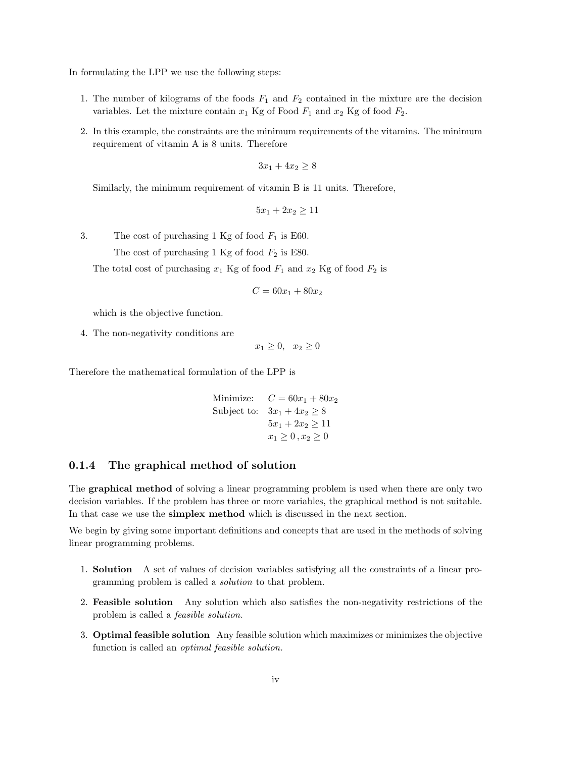In formulating the LPP we use the following steps:

1. The number of kilograms of the foods $F_1$ and $F_2$ contained in the mixture are the decision variables. Let the mixture contain $x_1$ Kg of Food $F_1$ and $x_2$ Kg of food $F_2$.

2. In this example, the constraints are the minimum requirements of the vitamins. The minimum requirement of vitamin A is 8 units. Therefore

$$3x_1 + 4x_2 \geq 8$$

Similarly, the minimum requirement of vitamin B is 11 units. Therefore,

$$5x_1 + 2x_2 \geq 11$$

3. The cost of purchasing 1 Kg of food $F_1$ is E60.

   The cost of purchasing 1 Kg of food $F_2$ is E80.

   The total cost of purchasing $x_1$ Kg of food $F_1$ and $x_2$ Kg of food $F_2$ is

$$C = 60x_1 + 80x_2$$

which is the objective function.

4. The non-negativity conditions are

$$x_1 \geq 0, \quad x_2 \geq 0$$

Therefore the mathematical formulation of the LPP is

$$\begin{aligned}
\text{Minimize:} \quad & C = 60x_1 + 80x_2 \\
\text{Subject to:} \quad & 3x_1 + 4x_2 \geq 8 \\
& 5x_1 + 2x_2 \geq 11 \\
& x_1 \geq 0\,, x_2 \geq 0
\end{aligned}$$

### 0.1.4 The graphical method of solution

The **graphical method** of solving a linear programming problem is used when there are only two decision variables. If the problem has three or more variables, the graphical method is not suitable. In that case we use the **simplex method** which is discussed in the next section.

We begin by giving some important definitions and concepts that are used in the methods of solving linear programming problems.

1. **Solution** A set of values of decision variables satisfying all the constraints of a linear programming problem is called a *solution* to that problem.

2. **Feasible solution** Any solution which also satisfies the non-negativity restrictions of the problem is called a *feasible solution.*

3. **Optimal feasible solution** Any feasible solution which maximizes or minimizes the objective function is called an *optimal feasible solution.*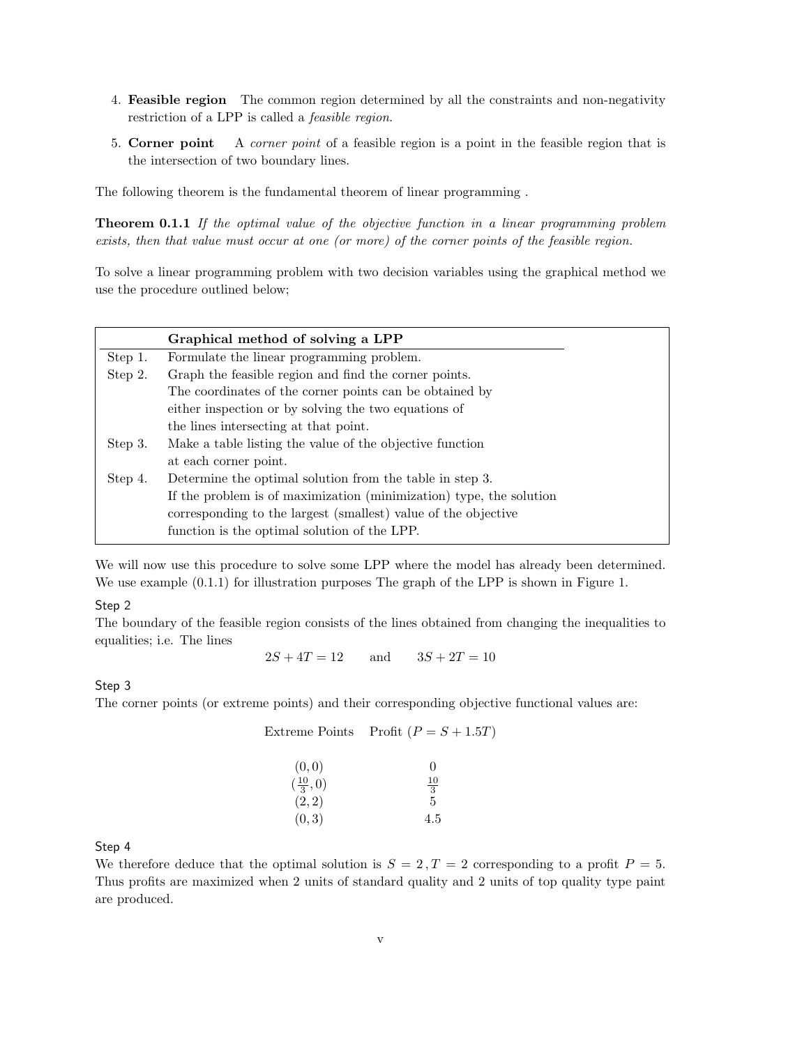4. **Feasible region** The common region determined by all the constraints and non-negativity restriction of a LPP is called a *feasible region*.

5. **Corner point** A *corner point* of a feasible region is a point in the feasible region that is the intersection of two boundary lines.

The following theorem is the fundamental theorem of linear programming .

**Theorem 0.1.1** *If the optimal value of the objective function in a linear programming problem exists, then that value must occur at one (or more) of the corner points of the feasible region.*

To solve a linear programming problem with two decision variables using the graphical method we use the procedure outlined below;

| | **Graphical method of solving a LPP** |
|---|---|
| Step 1. | Formulate the linear programming problem. |
| Step 2. | Graph the feasible region and find the corner points. The coordinates of the corner points can be obtained by either inspection or by solving the two equations of the lines intersecting at that point. |
| Step 3. | Make a table listing the value of the objective function at each corner point. |
| Step 4. | Determine the optimal solution from the table in step 3. If the problem is of maximization (minimization) type, the solution corresponding to the largest (smallest) value of the objective function is the optimal solution of the LPP. |

We will now use this procedure to solve some LPP where the model has already been determined. We use example (0.1.1) for illustration purposes The graph of the LPP is shown in Figure 1.

Step 2

The boundary of the feasible region consists of the lines obtained from changing the inequalities to equalities; i.e. The lines

$$2S + 4T = 12 \qquad \text{and} \qquad 3S + 2T = 10$$

Step 3

The corner points (or extreme points) and their corresponding objective functional values are:

| Extreme Points | Profit ($P = S + 1.5T$) |
|---|---|
| $(0, 0)$ | $0$ |
| $(\frac{10}{3}, 0)$ | $\frac{10}{3}$ |
| $(2, 2)$ | $5$ |
| $(0, 3)$ | $4.5$ |

Step 4

We therefore deduce that the optimal solution is $S = 2\,, T = 2$ corresponding to a profit $P = 5$. Thus profits are maximized when 2 units of standard quality and 2 units of top quality type paint are produced.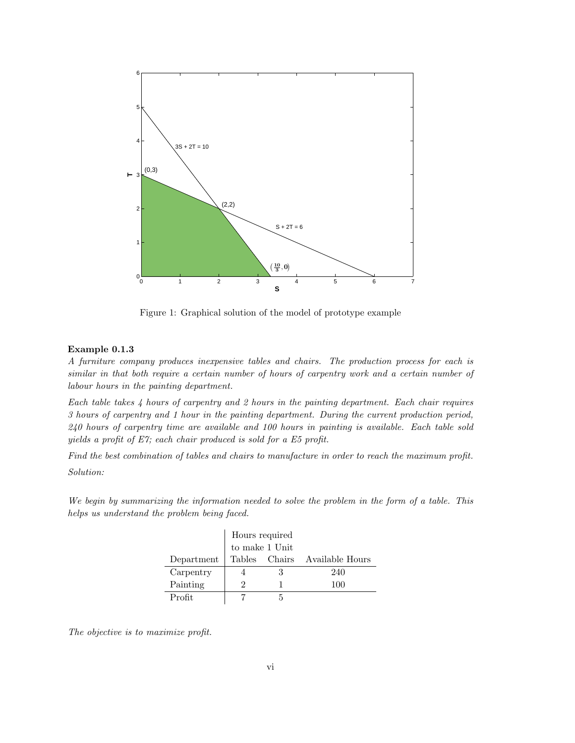Figure 1: Graphical solution of the model of prototype example

**Example 0.1.3**

*A furniture company produces inexpensive tables and chairs. The production process for each is similar in that both require a certain number of hours of carpentry work and a certain number of labour hours in the painting department.*

*Each table takes 4 hours of carpentry and 2 hours in the painting department. Each chair requires 3 hours of carpentry and 1 hour in the painting department. During the current production period, 240 hours of carpentry time are available and 100 hours in painting is available. Each table sold yields a profit of E7; each chair produced is sold for a E5 profit.*

*Find the best combination of tables and chairs to manufacture in order to reach the maximum profit.*

*Solution:*

*We begin by summarizing the information needed to solve the problem in the form of a table. This helps us understand the problem being faced.*

| | Hours required to make 1 Unit | | |
|---|---|---|---|
| Department | Tables | Chairs | Available Hours |
| Carpentry | 4 | 3 | 240 |
| Painting | 2 | 1 | 100 |
| Profit | 7 | 5 | |

*The objective is to maximize profit.*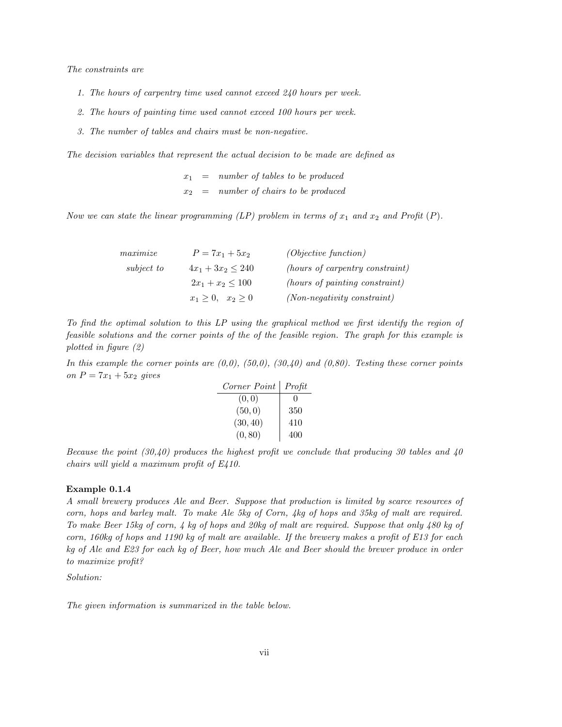*The constraints are*

1. *The hours of carpentry time used cannot exceed 240 hours per week.*
2. *The hours of painting time used cannot exceed 100 hours per week.*
3. *The number of tables and chairs must be non-negative.*

*The decision variables that represent the actual decision to be made are defined as*

$$x_1 = \text{number of tables to be produced}$$
$$x_2 = \text{number of chairs to be produced}$$

*Now we can state the linear programming (LP) problem in terms of $x_1$ and $x_2$ and Profit ($P$).*

$$
\begin{array}{lll}
\textit{maximize} & P = 7x_1 + 5x_2 & \textit{(Objective function)} \\
\textit{subject to} & 4x_1 + 3x_2 \leq 240 & \textit{(hours of carpentry constraint)} \\
 & 2x_1 + x_2 \leq 100 & \textit{(hours of painting constraint)} \\
 & x_1 \geq 0, \quad x_2 \geq 0 & \textit{(Non-negativity constraint)}
\end{array}
$$

*To find the optimal solution to this LP using the graphical method we first identify the region of feasible solutions and the corner points of the of the feasible region. The graph for this example is plotted in figure (2)*

*In this example the corner points are (0,0), (50,0), (30,40) and (0,80). Testing these corner points on $P = 7x_1 + 5x_2$ gives*

| *Corner Point* | *Profit* |
|---|---|
| $(0, 0)$ | 0 |
| $(50, 0)$ | 350 |
| $(30, 40)$ | 410 |
| $(0, 80)$ | 400 |

*Because the point (30,40) produces the highest profit we conclude that producing 30 tables and 40 chairs will yield a maximum profit of E410.*

**Example 0.1.4**

*A small brewery produces Ale and Beer. Suppose that production is limited by scarce resources of corn, hops and barley malt. To make Ale 5kg of Corn, 4kg of hops and 35kg of malt are required. To make Beer 15kg of corn, 4 kg of hops and 20kg of malt are required. Suppose that only 480 kg of corn, 160kg of hops and 1190 kg of malt are available. If the brewery makes a profit of E13 for each kg of Ale and E23 for each kg of Beer, how much Ale and Beer should the brewer produce in order to maximize profit?*

*Solution:*

*The given information is summarized in the table below.*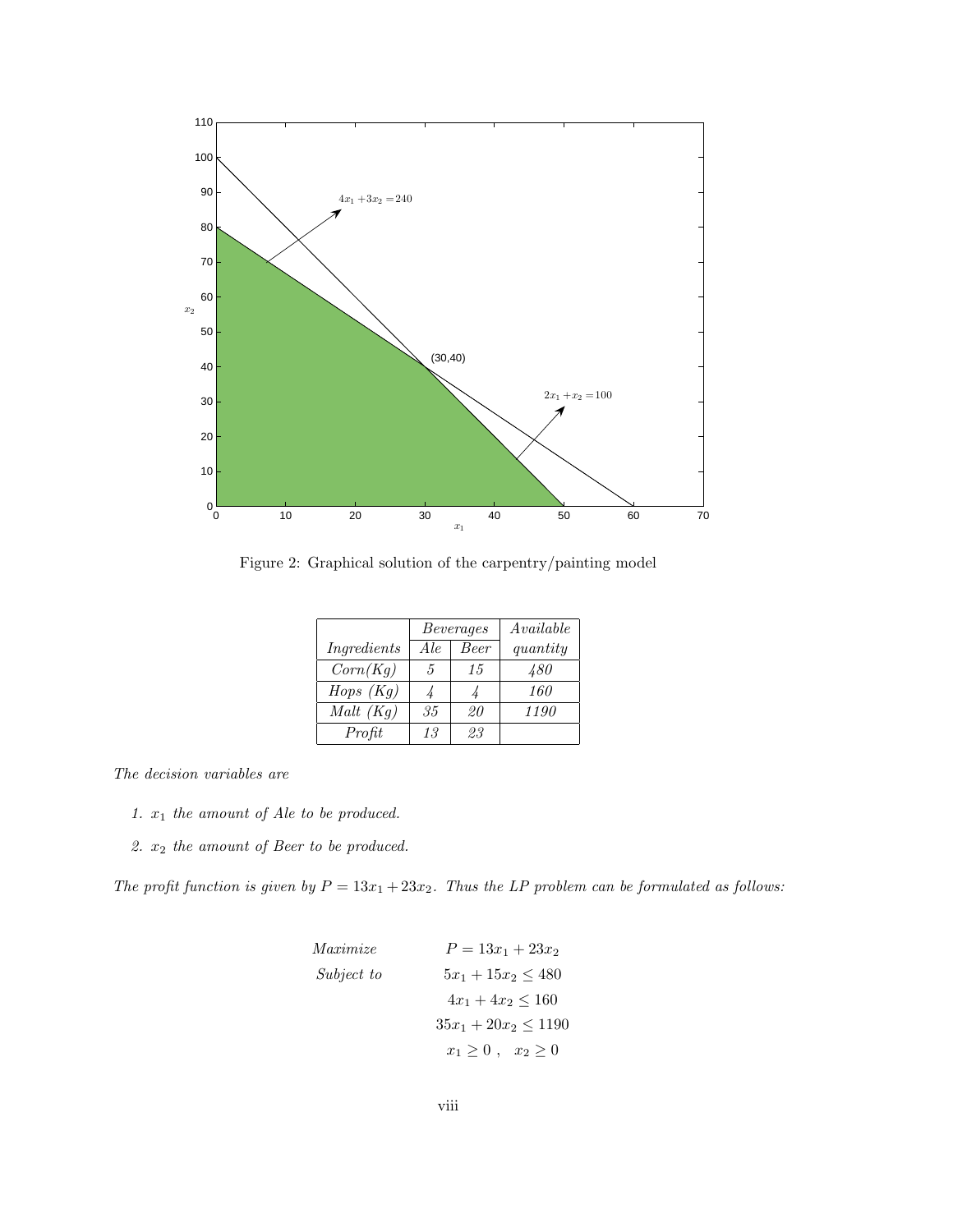Figure 2: Graphical solution of the carpentry/painting model

| | *Beverages* | | *Available* |
|---|---|---|---|
| *Ingredients* | *Ale* | *Beer* | *quantity* |
| *Corn(Kg)* | *5* | *15* | *480* |
| *Hops (Kg)* | *4* | *4* | *160* |
| *Malt (Kg)* | *35* | *20* | *1190* |
| *Profit* | *13* | *23* | |

*The decision variables are*

1. $x_1$ *the amount of Ale to be produced.*
2. $x_2$ *the amount of Beer to be produced.*

*The profit function is given by* $P = 13x_1 + 23x_2$. *Thus the LP problem can be formulated as follows:*

$$
\begin{array}{ll}
\textit{Maximize} & P = 13x_1 + 23x_2 \\
\textit{Subject to} & 5x_1 + 15x_2 \leq 480 \\
& 4x_1 + 4x_2 \leq 160 \\
& 35x_1 + 20x_2 \leq 1190 \\
& x_1 \geq 0\ , \quad x_2 \geq 0
\end{array}
$$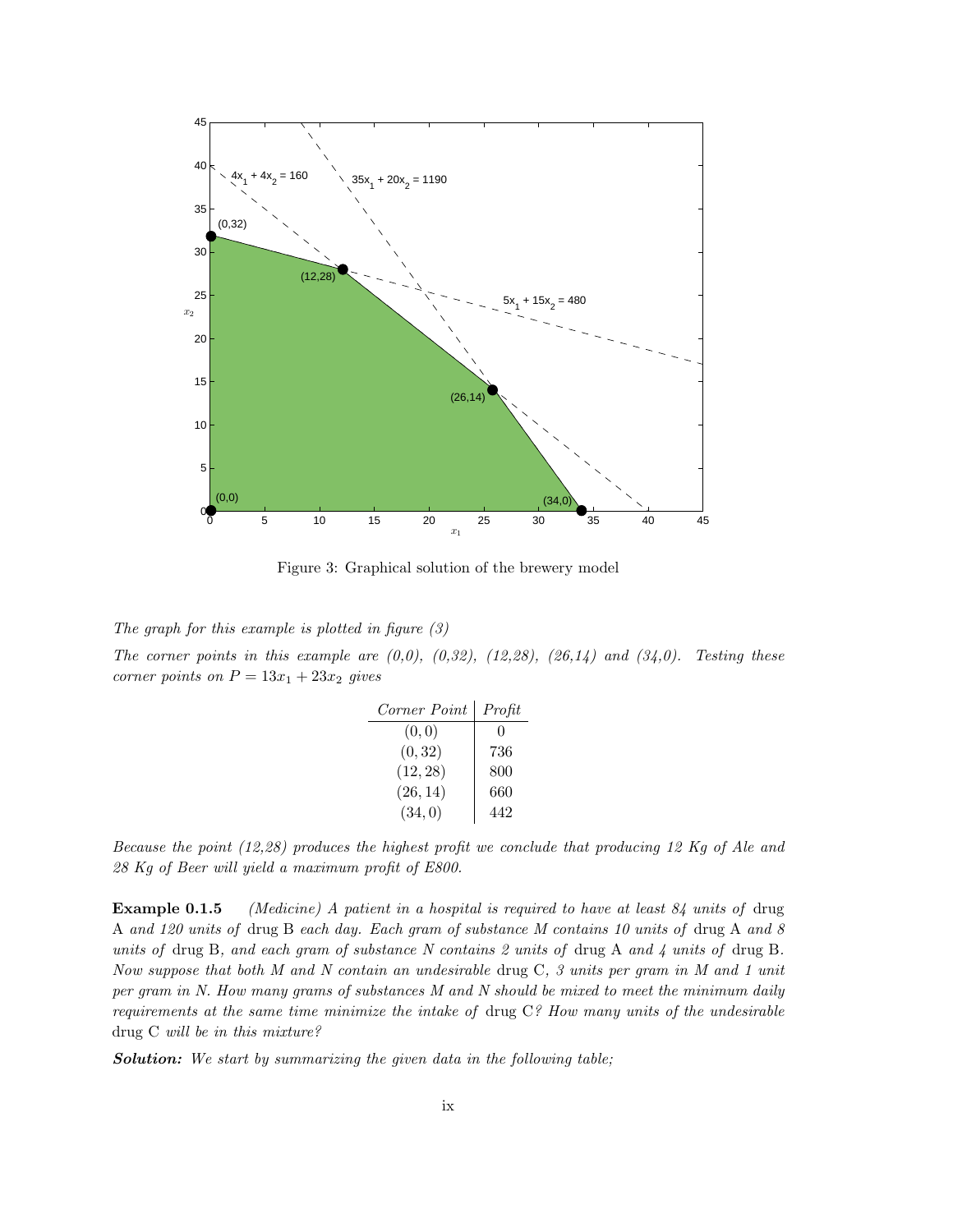Figure 3: Graphical solution of the brewery model

*The graph for this example is plotted in figure (3)*

*The corner points in this example are (0,0), (0,32), (12,28), (26,14) and (34,0). Testing these corner points on* $P = 13x_1 + 23x_2$ *gives*

| *Corner Point* | *Profit* |
|---|---|
| $(0,0)$ | 0 |
| $(0,32)$ | 736 |
| $(12,28)$ | 800 |
| $(26,14)$ | 660 |
| $(34,0)$ | 442 |

*Because the point (12,28) produces the highest profit we conclude that producing 12 Kg of Ale and 28 Kg of Beer will yield a maximum profit of E800.*

**Example 0.1.5** *(Medicine) A patient in a hospital is required to have at least 84 units of* drug A *and 120 units of* drug B *each day. Each gram of substance M contains 10 units of* drug A *and 8 units of* drug B, *and each gram of substance N contains 2 units of* drug A *and 4 units of* drug B. *Now suppose that both M and N contain an undesirable* drug C, *3 units per gram in M and 1 unit per gram in N. How many grams of substances M and N should be mixed to meet the minimum daily requirements at the same time minimize the intake of* drug C*? How many units of the undesirable* drug C *will be in this mixture?*

***Solution:*** *We start by summarizing the given data in the following table;*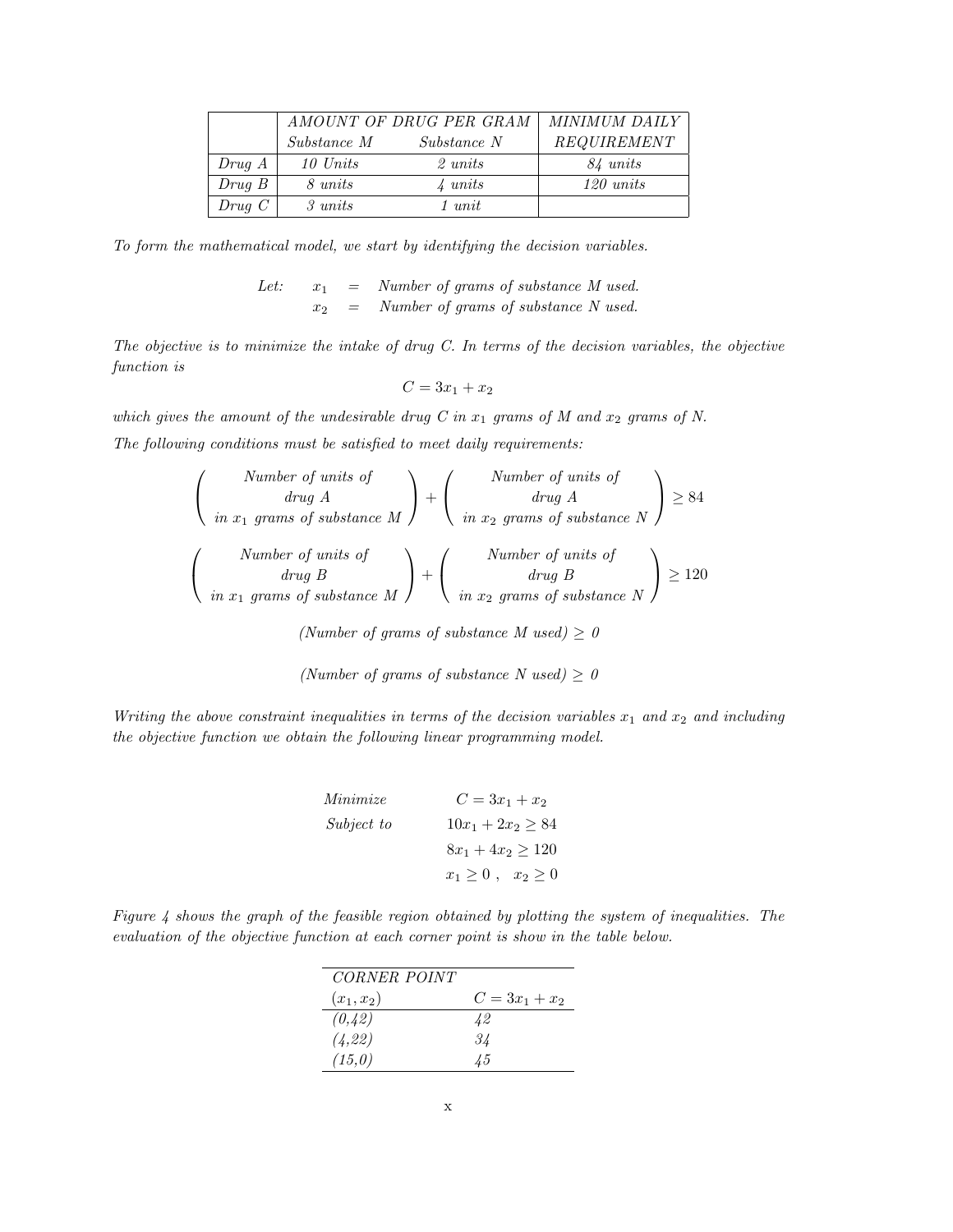| | *AMOUNT OF DRUG PER GRAM* | | *MINIMUM DAILY* |
|---|---|---|---|
| | *Substance M* | *Substance N* | *REQUIREMENT* |
| *Drug A* | *10 Units* | *2 units* | *84 units* |
| *Drug B* | *8 units* | *4 units* | *120 units* |
| *Drug C* | *3 units* | *1 unit* | |

*To form the mathematical model, we start by identifying the decision variables.*

*Let:* $x_1$ = *Number of grams of substance M used.*
$x_2$ = *Number of grams of substance N used.*

*The objective is to minimize the intake of drug C. In terms of the decision variables, the objective function is*

$$C = 3x_1 + x_2$$

*which gives the amount of the undesirable drug C in* $x_1$ *grams of M and* $x_2$ *grams of N.*

*The following conditions must be satisfied to meet daily requirements:*

$$\begin{pmatrix} \text{Number of units of} \\ \text{drug A} \\ \text{in } x_1 \text{ grams of substance M} \end{pmatrix} + \begin{pmatrix} \text{Number of units of} \\ \text{drug A} \\ \text{in } x_2 \text{ grams of substance N} \end{pmatrix} \geq 84$$

$$\begin{pmatrix} \text{Number of units of} \\ \text{drug B} \\ \text{in } x_1 \text{ grams of substance M} \end{pmatrix} + \begin{pmatrix} \text{Number of units of} \\ \text{drug B} \\ \text{in } x_2 \text{ grams of substance N} \end{pmatrix} \geq 120$$

*(Number of grams of substance M used)* $\geq 0$

*(Number of grams of substance N used)* $\geq 0$

*Writing the above constraint inequalities in terms of the decision variables* $x_1$ *and* $x_2$ *and including the objective function we obtain the following linear programming model.*

$$\begin{aligned} \text{Minimize} \quad & C = 3x_1 + x_2 \\ \text{Subject to} \quad & 10x_1 + 2x_2 \geq 84 \\ & 8x_1 + 4x_2 \geq 120 \\ & x_1 \geq 0\,, \quad x_2 \geq 0 \end{aligned}$$

*Figure 4 shows the graph of the feasible region obtained by plotting the system of inequalities. The evaluation of the objective function at each corner point is show in the table below.*

| *CORNER POINT* $(x_1, x_2)$ | $C = 3x_1 + x_2$ |
|---|---|
| *(0,42)* | *42* |
| *(4,22)* | *34* |
| *(15,0)* | *45* |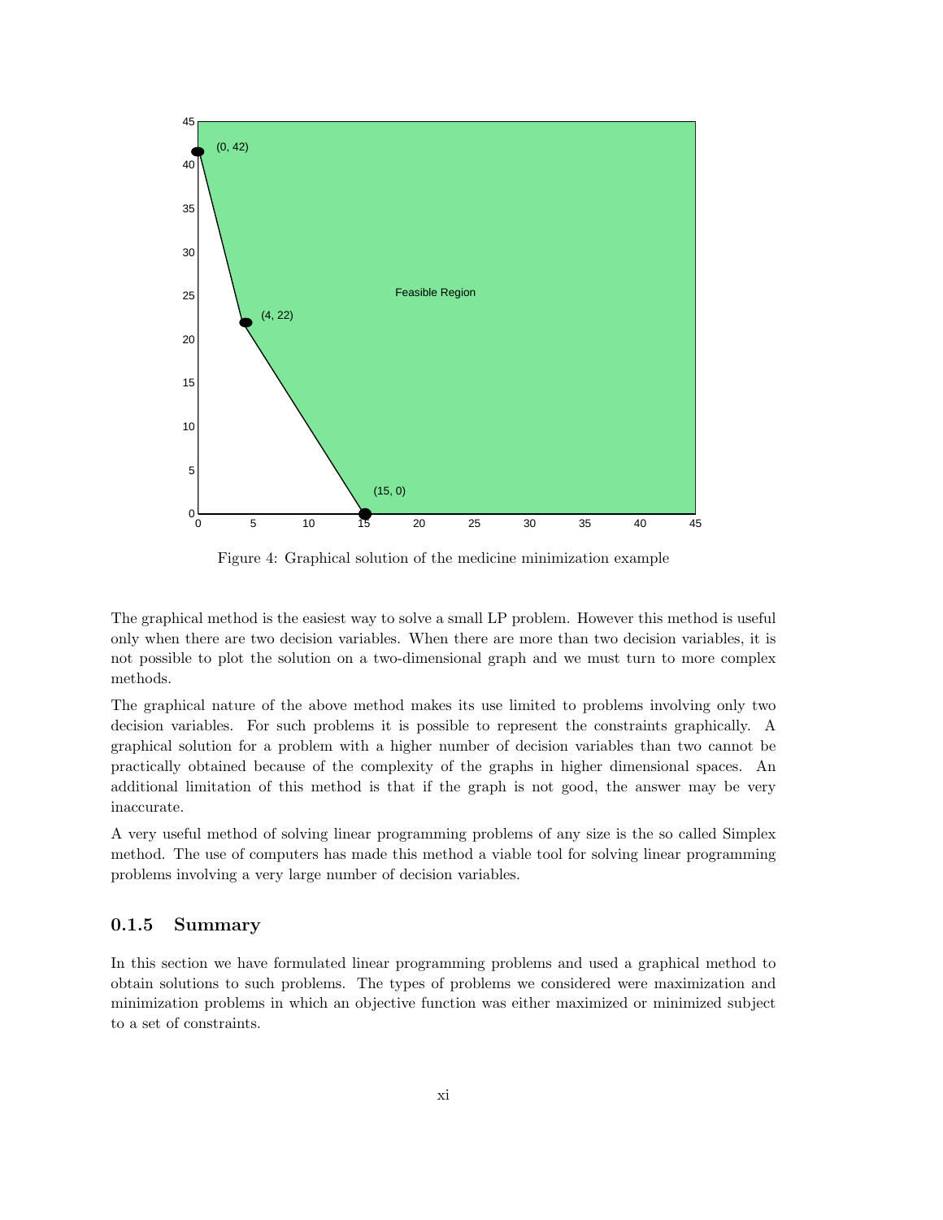Figure 4: Graphical solution of the medicine minimization example

The graphical method is the easiest way to solve a small LP problem. However this method is useful only when there are two decision variables. When there are more than two decision variables, it is not possible to plot the solution on a two-dimensional graph and we must turn to more complex methods.

The graphical nature of the above method makes its use limited to problems involving only two decision variables. For such problems it is possible to represent the constraints graphically. A graphical solution for a problem with a higher number of decision variables than two cannot be practically obtained because of the complexity of the graphs in higher dimensional spaces. An additional limitation of this method is that if the graph is not good, the answer may be very inaccurate.

A very useful method of solving linear programming problems of any size is the so called Simplex method. The use of computers has made this method a viable tool for solving linear programming problems involving a very large number of decision variables.

### 0.1.5 Summary

In this section we have formulated linear programming problems and used a graphical method to obtain solutions to such problems. The types of problems we considered were maximization and minimization problems in which an objective function was either maximized or minimized subject to a set of constraints.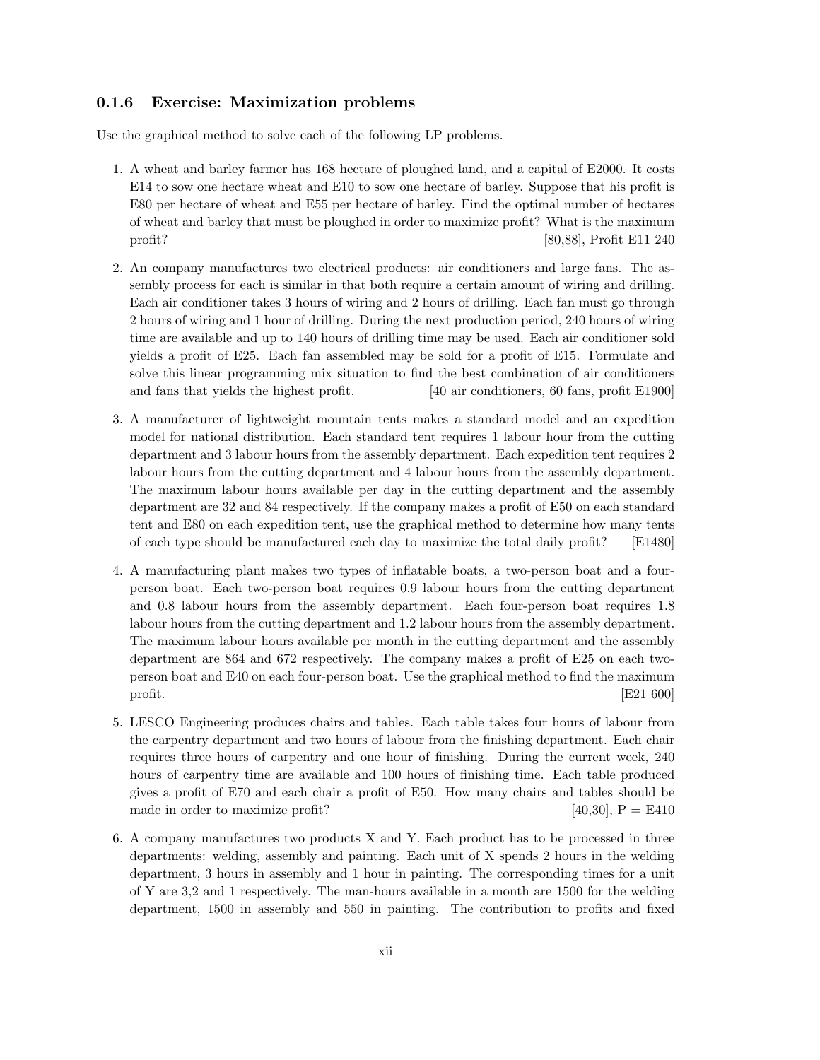### 0.1.6 Exercise: Maximization problems

Use the graphical method to solve each of the following LP problems.

1. A wheat and barley farmer has 168 hectare of ploughed land, and a capital of E2000. It costs E14 to sow one hectare wheat and E10 to sow one hectare of barley. Suppose that his profit is E80 per hectare of wheat and E55 per hectare of barley. Find the optimal number of hectares of wheat and barley that must be ploughed in order to maximize profit? What is the maximum profit? [80,88], Profit E11 240

2. An company manufactures two electrical products: air conditioners and large fans. The assembly process for each is similar in that both require a certain amount of wiring and drilling. Each air conditioner takes 3 hours of wiring and 2 hours of drilling. Each fan must go through 2 hours of wiring and 1 hour of drilling. During the next production period, 240 hours of wiring time are available and up to 140 hours of drilling time may be used. Each air conditioner sold yields a profit of E25. Each fan assembled may be sold for a profit of E15. Formulate and solve this linear programming mix situation to find the best combination of air conditioners and fans that yields the highest profit. [40 air conditioners, 60 fans, profit E1900]

3. A manufacturer of lightweight mountain tents makes a standard model and an expedition model for national distribution. Each standard tent requires 1 labour hour from the cutting department and 3 labour hours from the assembly department. Each expedition tent requires 2 labour hours from the cutting department and 4 labour hours from the assembly department. The maximum labour hours available per day in the cutting department and the assembly department are 32 and 84 respectively. If the company makes a profit of E50 on each standard tent and E80 on each expedition tent, use the graphical method to determine how many tents of each type should be manufactured each day to maximize the total daily profit? [E1480]

4. A manufacturing plant makes two types of inflatable boats, a two-person boat and a four-person boat. Each two-person boat requires 0.9 labour hours from the cutting department and 0.8 labour hours from the assembly department. Each four-person boat requires 1.8 labour hours from the cutting department and 1.2 labour hours from the assembly department. The maximum labour hours available per month in the cutting department and the assembly department are 864 and 672 respectively. The company makes a profit of E25 on each two-person boat and E40 on each four-person boat. Use the graphical method to find the maximum profit. [E21 600]

5. LESCO Engineering produces chairs and tables. Each table takes four hours of labour from the carpentry department and two hours of labour from the finishing department. Each chair requires three hours of carpentry and one hour of finishing. During the current week, 240 hours of carpentry time are available and 100 hours of finishing time. Each table produced gives a profit of E70 and each chair a profit of E50. How many chairs and tables should be made in order to maximize profit? [40,30], P = E410

6. A company manufactures two products X and Y. Each product has to be processed in three departments: welding, assembly and painting. Each unit of X spends 2 hours in the welding department, 3 hours in assembly and 1 hour in painting. The corresponding times for a unit of Y are 3,2 and 1 respectively. The man-hours available in a month are 1500 for the welding department, 1500 in assembly and 550 in painting. The contribution to profits and fixed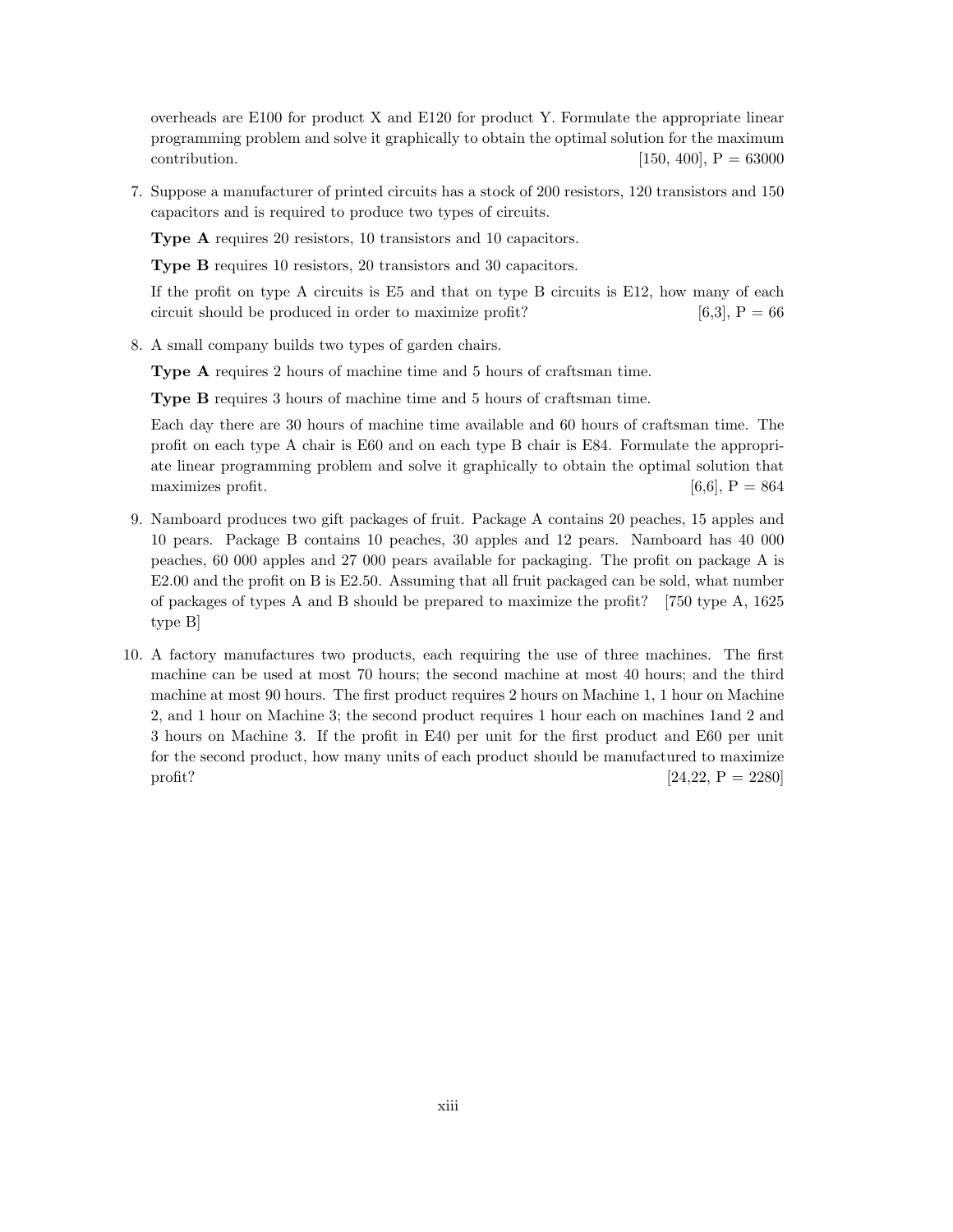overheads are E100 for product X and E120 for product Y. Formulate the appropriate linear programming problem and solve it graphically to obtain the optimal solution for the maximum contribution. [150, 400], P = 63000

7. Suppose a manufacturer of printed circuits has a stock of 200 resistors, 120 transistors and 150 capacitors and is required to produce two types of circuits.

   **Type A** requires 20 resistors, 10 transistors and 10 capacitors.

   **Type B** requires 10 resistors, 20 transistors and 30 capacitors.

   If the profit on type A circuits is E5 and that on type B circuits is E12, how many of each circuit should be produced in order to maximize profit? [6,3], P = 66

8. A small company builds two types of garden chairs.

   **Type A** requires 2 hours of machine time and 5 hours of craftsman time.

   **Type B** requires 3 hours of machine time and 5 hours of craftsman time.

   Each day there are 30 hours of machine time available and 60 hours of craftsman time. The profit on each type A chair is E60 and on each type B chair is E84. Formulate the appropriate linear programming problem and solve it graphically to obtain the optimal solution that maximizes profit. [6,6], P = 864

9. Namboard produces two gift packages of fruit. Package A contains 20 peaches, 15 apples and 10 pears. Package B contains 10 peaches, 30 apples and 12 pears. Namboard has 40 000 peaches, 60 000 apples and 27 000 pears available for packaging. The profit on package A is E2.00 and the profit on B is E2.50. Assuming that all fruit packaged can be sold, what number of packages of types A and B should be prepared to maximize the profit? [750 type A, 1625 type B]

10. A factory manufactures two products, each requiring the use of three machines. The first machine can be used at most 70 hours; the second machine at most 40 hours; and the third machine at most 90 hours. The first product requires 2 hours on Machine 1, 1 hour on Machine 2, and 1 hour on Machine 3; the second product requires 1 hour each on machines 1and 2 and 3 hours on Machine 3. If the profit in E40 per unit for the first product and E60 per unit for the second product, how many units of each product should be manufactured to maximize profit? [24,22, P = 2280]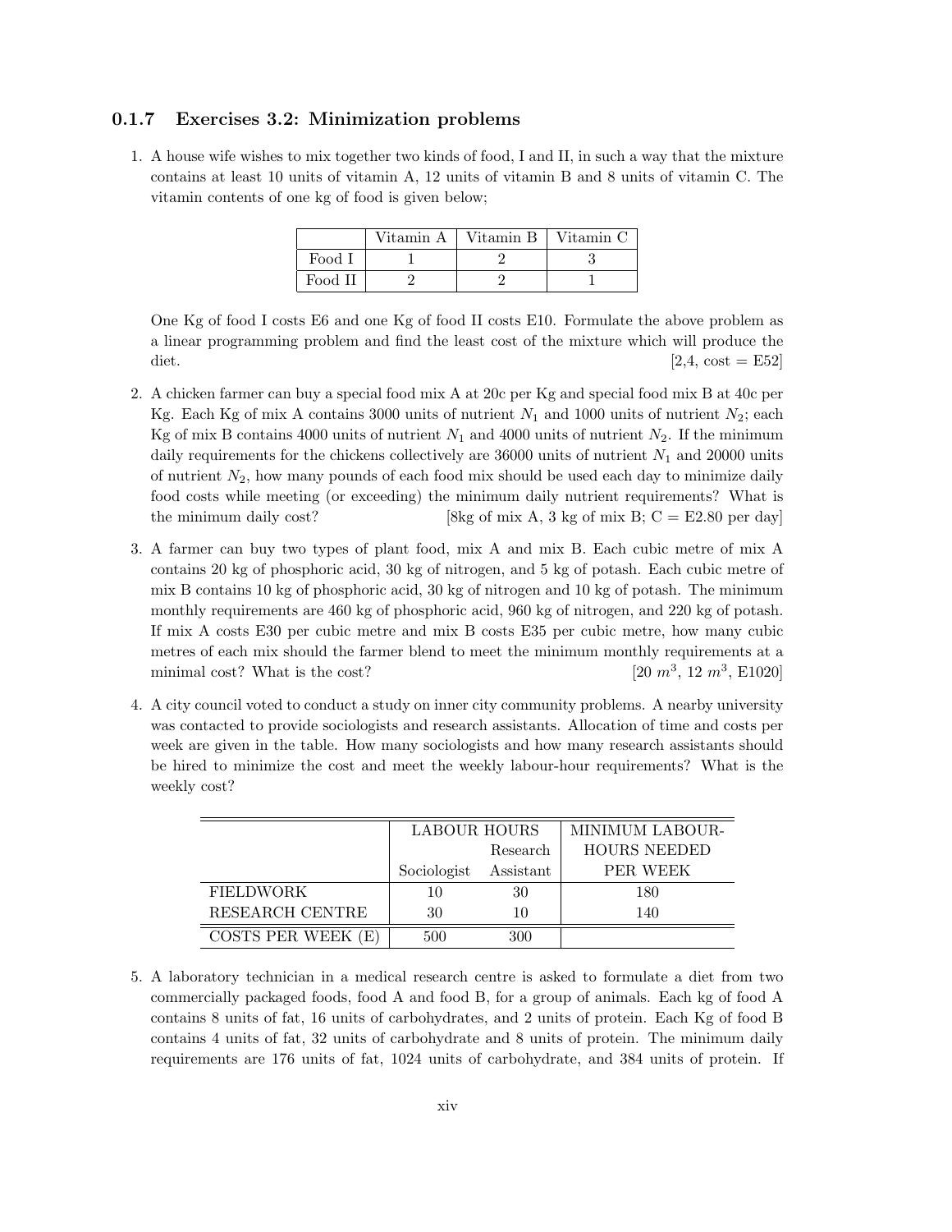### 0.1.7 Exercises 3.2: Minimization problems

1. A house wife wishes to mix together two kinds of food, I and II, in such a way that the mixture contains at least 10 units of vitamin A, 12 units of vitamin B and 8 units of vitamin C. The vitamin contents of one kg of food is given below;

| | Vitamin A | Vitamin B | Vitamin C |
|---|---|---|---|
| Food I | 1 | 2 | 3 |
| Food II | 2 | 2 | 1 |

One Kg of food I costs E6 and one Kg of food II costs E10. Formulate the above problem as a linear programming problem and find the least cost of the mixture which will produce the diet. [2,4, cost = E52]

2. A chicken farmer can buy a special food mix A at 20c per Kg and special food mix B at 40c per Kg. Each Kg of mix A contains 3000 units of nutrient $N_1$ and 1000 units of nutrient $N_2$; each Kg of mix B contains 4000 units of nutrient $N_1$ and 4000 units of nutrient $N_2$. If the minimum daily requirements for the chickens collectively are 36000 units of nutrient $N_1$ and 20000 units of nutrient $N_2$, how many pounds of each food mix should be used each day to minimize daily food costs while meeting (or exceeding) the minimum daily nutrient requirements? What is the minimum daily cost? [8kg of mix A, 3 kg of mix B; C = E2.80 per day]

3. A farmer can buy two types of plant food, mix A and mix B. Each cubic metre of mix A contains 20 kg of phosphoric acid, 30 kg of nitrogen, and 5 kg of potash. Each cubic metre of mix B contains 10 kg of phosphoric acid, 30 kg of nitrogen and 10 kg of potash. The minimum monthly requirements are 460 kg of phosphoric acid, 960 kg of nitrogen, and 220 kg of potash. If mix A costs E30 per cubic metre and mix B costs E35 per cubic metre, how many cubic metres of each mix should the farmer blend to meet the minimum monthly requirements at a minimal cost? What is the cost? [20 $m^3$, 12 $m^3$, E1020]

4. A city council voted to conduct a study on inner city community problems. A nearby university was contacted to provide sociologists and research assistants. Allocation of time and costs per week are given in the table. How many sociologists and how many research assistants should be hired to minimize the cost and meet the weekly labour-hour requirements? What is the weekly cost?

| | LABOUR HOURS | | MINIMUM LABOUR-HOURS NEEDED PER WEEK |
|---|---|---|---|
| | Sociologist | Research Assistant | |
| FIELDWORK | 10 | 30 | 180 |
| RESEARCH CENTRE | 30 | 10 | 140 |
| COSTS PER WEEK (E) | 500 | 300 | |

5. A laboratory technician in a medical research centre is asked to formulate a diet from two commercially packaged foods, food A and food B, for a group of animals. Each kg of food A contains 8 units of fat, 16 units of carbohydrates, and 2 units of protein. Each Kg of food B contains 4 units of fat, 32 units of carbohydrate and 8 units of protein. The minimum daily requirements are 176 units of fat, 1024 units of carbohydrate, and 384 units of protein. If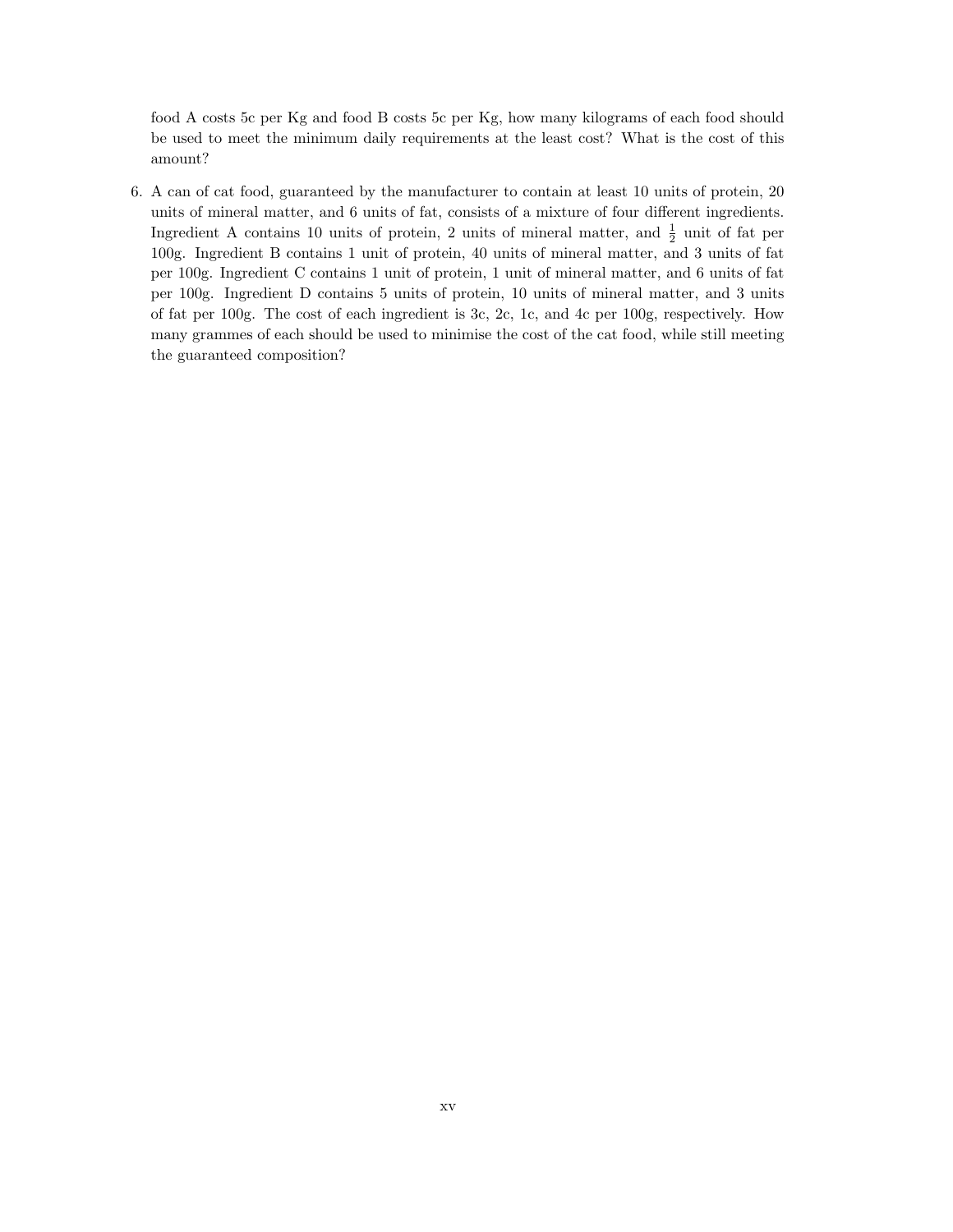food A costs 5c per Kg and food B costs 5c per Kg, how many kilograms of each food should be used to meet the minimum daily requirements at the least cost? What is the cost of this amount?

6. A can of cat food, guaranteed by the manufacturer to contain at least 10 units of protein, 20 units of mineral matter, and 6 units of fat, consists of a mixture of four different ingredients. Ingredient A contains 10 units of protein, 2 units of mineral matter, and $\frac{1}{2}$ unit of fat per 100g. Ingredient B contains 1 unit of protein, 40 units of mineral matter, and 3 units of fat per 100g. Ingredient C contains 1 unit of protein, 1 unit of mineral matter, and 6 units of fat per 100g. Ingredient D contains 5 units of protein, 10 units of mineral matter, and 3 units of fat per 100g. The cost of each ingredient is 3c, 2c, 1c, and 4c per 100g, respectively. How many grammes of each should be used to minimise the cost of the cat food, while still meeting the guaranteed composition?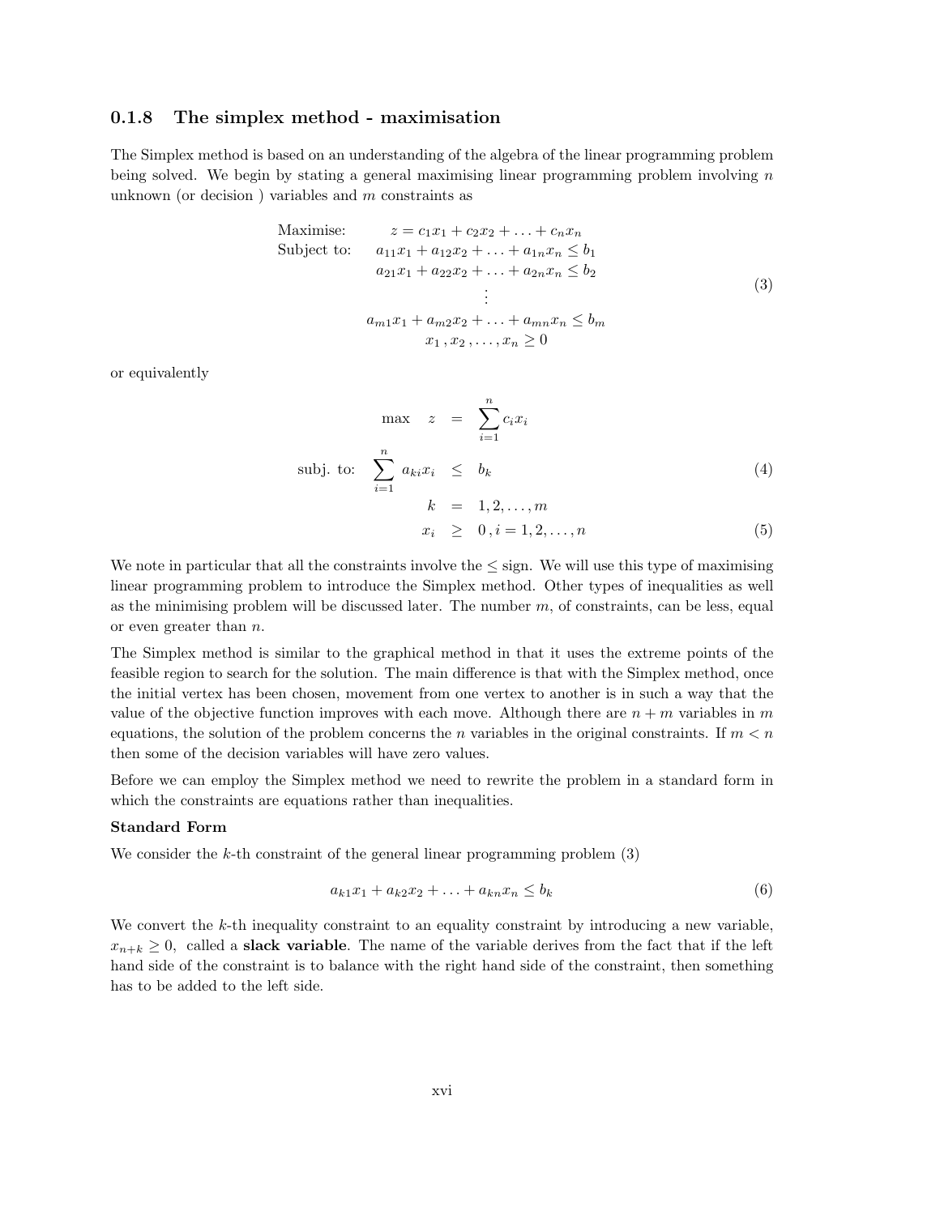### 0.1.8 The simplex method - maximisation

The Simplex method is based on an understanding of the algebra of the linear programming problem being solved. We begin by stating a general maximising linear programming problem involving $n$ unknown (or decision ) variables and $m$ constraints as

$$
\begin{array}{ll}
\text{Maximise:} & z = c_1x_1 + c_2x_2 + \ldots + c_nx_n \\
\text{Subject to:} & a_{11}x_1 + a_{12}x_2 + \ldots + a_{1n}x_n \leq b_1 \\
& a_{21}x_1 + a_{22}x_2 + \ldots + a_{2n}x_n \leq b_2 \\
& \vdots \\
& a_{m1}x_1 + a_{m2}x_2 + \ldots + a_{mn}x_n \leq b_m \\
& x_1 \, , x_2 \, , \ldots , x_n \geq 0
\end{array}
\tag{3}
$$

or equivalently

$$
\begin{aligned}
\max \quad z &= \sum_{i=1}^{n} c_i x_i \\
\text{subj. to:} \quad \sum_{i=1}^{n} a_{ki} x_i &\leq b_k \qquad (4)\\
k &= 1, 2, \ldots, m \\
x_i &\geq 0 \, , i = 1, 2, \ldots, n \qquad (5)
\end{aligned}
$$

We note in particular that all the constraints involve the $\leq$ sign. We will use this type of maximising linear programming problem to introduce the Simplex method. Other types of inequalities as well as the minimising problem will be discussed later. The number $m$, of constraints, can be less, equal or even greater than $n$.

The Simplex method is similar to the graphical method in that it uses the extreme points of the feasible region to search for the solution. The main difference is that with the Simplex method, once the initial vertex has been chosen, movement from one vertex to another is in such a way that the value of the objective function improves with each move. Although there are $n + m$ variables in $m$ equations, the solution of the problem concerns the $n$ variables in the original constraints. If $m < n$ then some of the decision variables will have zero values.

Before we can employ the Simplex method we need to rewrite the problem in a standard form in which the constraints are equations rather than inequalities.

**Standard Form**

We consider the $k$-th constraint of the general linear programming problem (3)

$$
a_{k1}x_1 + a_{k2}x_2 + \ldots + a_{kn}x_n \leq b_k \tag{6}
$$

We convert the $k$-th inequality constraint to an equality constraint by introducing a new variable, $x_{n+k} \geq 0$, called a **slack variable**. The name of the variable derives from the fact that if the left hand side of the constraint is to balance with the right hand side of the constraint, then something has to be added to the left side.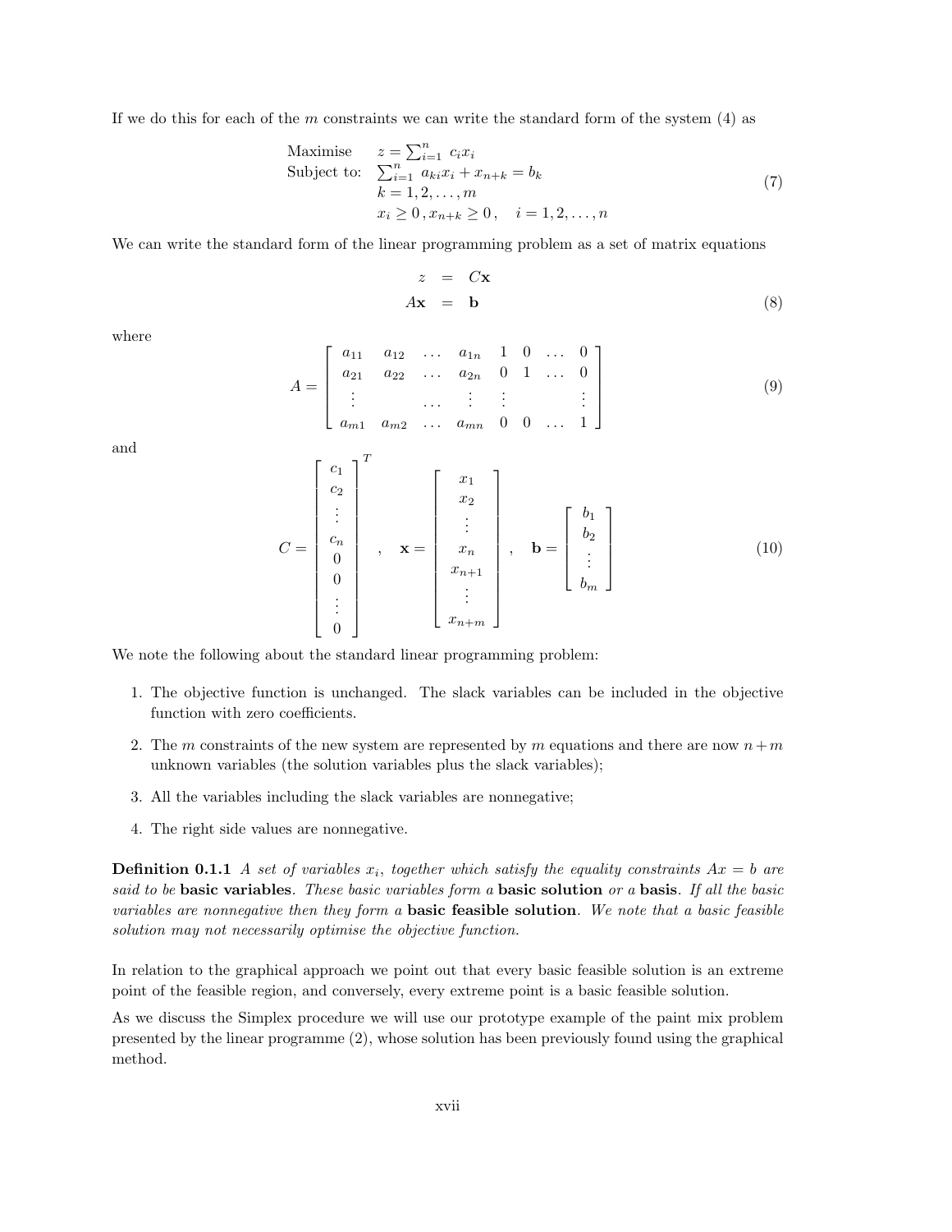If we do this for each of the $m$ constraints we can write the standard form of the system (4) as

$$
\begin{array}{ll}
\text{Maximise} & z = \sum_{i=1}^{n} c_i x_i \\
\text{Subject to:} & \sum_{i=1}^{n} a_{ki} x_i + x_{n+k} = b_k \\
 & k = 1, 2, \ldots, m \\
 & x_i \geq 0 \,, x_{n+k} \geq 0 \,, \quad i = 1, 2, \ldots, n
\end{array}
\tag{7}
$$

We can write the standard form of the linear programming problem as a set of matrix equations

$$
\begin{aligned}
z &= C\mathbf{x} \\
A\mathbf{x} &= \mathbf{b}
\end{aligned}
\tag{8}
$$

where

$$
A = \begin{bmatrix}
a_{11} & a_{12} & \ldots & a_{1n} & 1 & 0 & \ldots & 0 \\
a_{21} & a_{22} & \ldots & a_{2n} & 0 & 1 & \ldots & 0 \\
\vdots & & \ldots & \vdots & \vdots & & & \vdots \\
a_{m1} & a_{m2} & \ldots & a_{mn} & 0 & 0 & \ldots & 1
\end{bmatrix}
\tag{9}
$$

and

$$
C = \begin{bmatrix} c_1 \\ c_2 \\ \vdots \\ c_n \\ 0 \\ 0 \\ \vdots \\ 0 \end{bmatrix}^T , \quad
\mathbf{x} = \begin{bmatrix} x_1 \\ x_2 \\ \vdots \\ x_n \\ x_{n+1} \\ \vdots \\ x_{n+m} \end{bmatrix} , \quad
\mathbf{b} = \begin{bmatrix} b_1 \\ b_2 \\ \vdots \\ b_m \end{bmatrix}
\tag{10}
$$

We note the following about the standard linear programming problem:

1. The objective function is unchanged. The slack variables can be included in the objective function with zero coefficients.
2. The $m$ constraints of the new system are represented by $m$ equations and there are now $n+m$ unknown variables (the solution variables plus the slack variables);
3. All the variables including the slack variables are nonnegative;
4. The right side values are nonnegative.

**Definition 0.1.1** *A set of variables $x_i$, together which satisfy the equality constraints $Ax = b$ are said to be* **basic variables**. *These basic variables form a* **basic solution** *or a* **basis**. *If all the basic variables are nonnegative then they form a* **basic feasible solution**. *We note that a basic feasible solution may not necessarily optimise the objective function.*

In relation to the graphical approach we point out that every basic feasible solution is an extreme point of the feasible region, and conversely, every extreme point is a basic feasible solution.

As we discuss the Simplex procedure we will use our prototype example of the paint mix problem presented by the linear programme (2), whose solution has been previously found using the graphical method.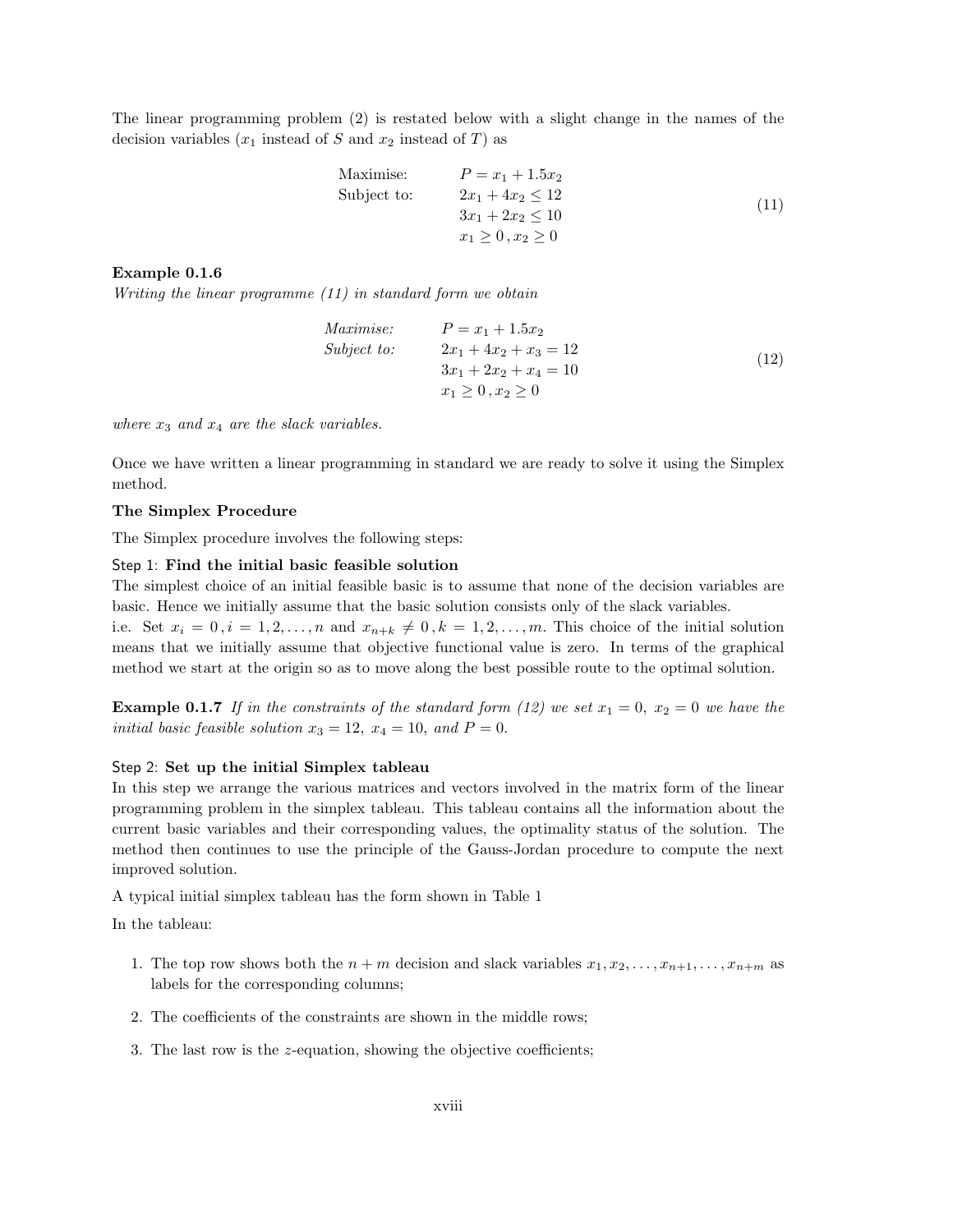The linear programming problem (2) is restated below with a slight change in the names of the decision variables ($x_1$ instead of $S$ and $x_2$ instead of $T$) as

$$
\begin{array}{ll}
\text{Maximise:} & P = x_1 + 1.5x_2 \\
\text{Subject to:} & 2x_1 + 4x_2 \leq 12 \\
& 3x_1 + 2x_2 \leq 10 \\
& x_1 \geq 0\,, x_2 \geq 0
\end{array}
\tag{11}
$$

**Example 0.1.6**
*Writing the linear programme (11) in standard form we obtain*

$$
\begin{array}{ll}
\textit{Maximise:} & P = x_1 + 1.5x_2 \\
\textit{Subject to:} & 2x_1 + 4x_2 + x_3 = 12 \\
& 3x_1 + 2x_2 + x_4 = 10 \\
& x_1 \geq 0\,, x_2 \geq 0
\end{array}
\tag{12}
$$

*where $x_3$ and $x_4$ are the slack variables.*

Once we have written a linear programming in standard we are ready to solve it using the Simplex method.

**The Simplex Procedure**

The Simplex procedure involves the following steps:

Step 1: **Find the initial basic feasible solution**
The simplest choice of an initial feasible basic is to assume that none of the decision variables are basic. Hence we initially assume that the basic solution consists only of the slack variables.
i.e. Set $x_i = 0\,, i = 1, 2, \ldots, n$ and $x_{n+k} \neq 0\,, k = 1, 2, \ldots, m$. This choice of the initial solution means that we initially assume that objective functional value is zero. In terms of the graphical method we start at the origin so as to move along the best possible route to the optimal solution.

**Example 0.1.7** *If in the constraints of the standard form (12) we set $x_1 = 0,\ x_2 = 0$ we have the initial basic feasible solution $x_3 = 12,\ x_4 = 10$, and $P = 0$.*

Step 2: **Set up the initial Simplex tableau**
In this step we arrange the various matrices and vectors involved in the matrix form of the linear programming problem in the simplex tableau. This tableau contains all the information about the current basic variables and their corresponding values, the optimality status of the solution. The method then continues to use the principle of the Gauss-Jordan procedure to compute the next improved solution.

A typical initial simplex tableau has the form shown in Table 1

In the tableau:

1. The top row shows both the $n + m$ decision and slack variables $x_1, x_2, \ldots, x_{n+1}, \ldots, x_{n+m}$ as labels for the corresponding columns;
2. The coefficients of the constraints are shown in the middle rows;
3. The last row is the $z$-equation, showing the objective coefficients;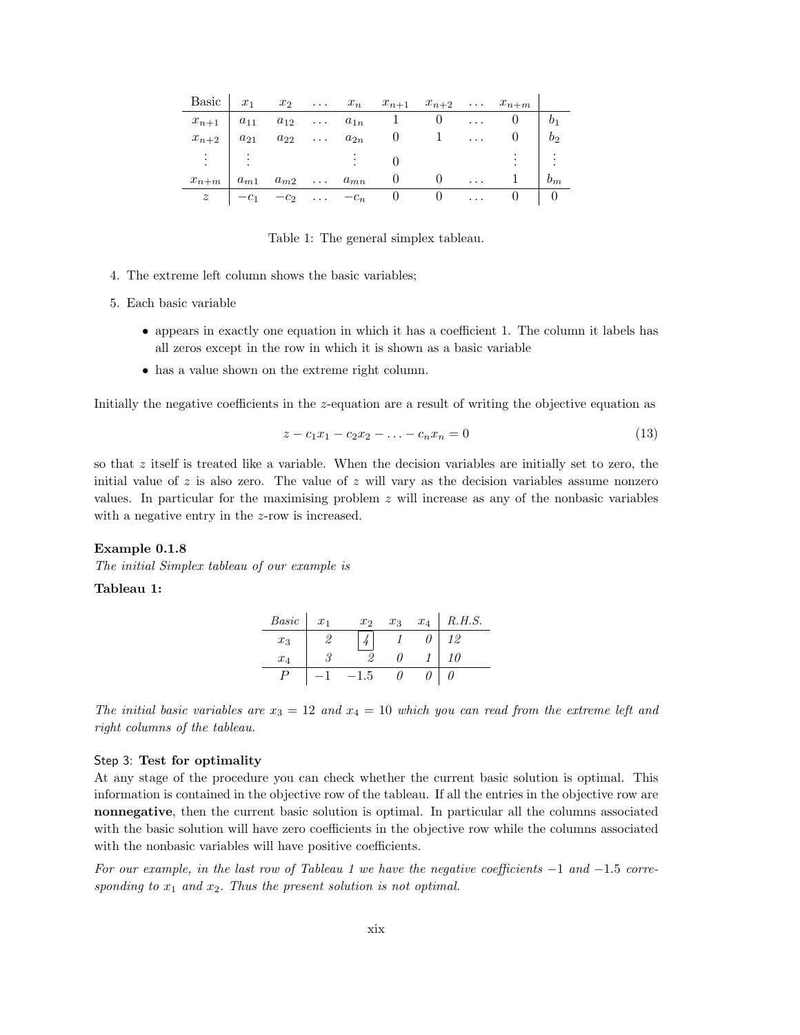| Basic | $x_1$ | $x_2$ | $\dots$ | $x_n$ | $x_{n+1}$ | $x_{n+2}$ | $\dots$ | $x_{n+m}$ | |
|---|---|---|---|---|---|---|---|---|---|
| $x_{n+1}$ | $a_{11}$ | $a_{12}$ | $\dots$ | $a_{1n}$ | 1 | 0 | $\dots$ | 0 | $b_1$ |
| $x_{n+2}$ | $a_{21}$ | $a_{22}$ | $\dots$ | $a_{2n}$ | 0 | 1 | $\dots$ | 0 | $b_2$ |
| $\vdots$ | $\vdots$ | | | $\vdots$ | 0 | | | $\vdots$ | $\vdots$ |
| $x_{n+m}$ | $a_{m1}$ | $a_{m2}$ | $\dots$ | $a_{mn}$ | 0 | 0 | $\dots$ | 1 | $b_m$ |
| $z$ | $-c_1$ | $-c_2$ | $\dots$ | $-c_n$ | 0 | 0 | $\dots$ | 0 | 0 |

Table 1: The general simplex tableau.

4. The extreme left column shows the basic variables;
5. Each basic variable
   - appears in exactly one equation in which it has a coefficient 1. The column it labels has all zeros except in the row in which it is shown as a basic variable
   - has a value shown on the extreme right column.

Initially the negative coefficients in the $z$-equation are a result of writing the objective equation as

$$z - c_1x_1 - c_2x_2 - \ldots - c_nx_n = 0 \tag{13}$$

so that $z$ itself is treated like a variable. When the decision variables are initially set to zero, the initial value of $z$ is also zero. The value of $z$ will vary as the decision variables assume nonzero values. In particular for the maximising problem $z$ will increase as any of the nonbasic variables with a negative entry in the $z$-row is increased.

**Example 0.1.8**

*The initial Simplex tableau of our example is*

**Tableau 1:**

| *Basic* | $x_1$ | $x_2$ | $x_3$ | $x_4$ | *R.H.S.* |
|---|---|---|---|---|---|
| $x_3$ | *2* | *4* | *1* | *0* | *12* |
| $x_4$ | *3* | *2* | *0* | *1* | *10* |
| $P$ | $-1$ | $-1.5$ | *0* | *0* | *0* |

*The initial basic variables are $x_3 = 12$ and $x_4 = 10$ which you can read from the extreme left and right columns of the tableau.*

Step 3: **Test for optimality**

At any stage of the procedure you can check whether the current basic solution is optimal. This information is contained in the objective row of the tableau. If all the entries in the objective row are **nonnegative**, then the current basic solution is optimal. In particular all the columns associated with the basic solution will have zero coefficients in the objective row while the columns associated with the nonbasic variables will have positive coefficients.

*For our example, in the last row of Tableau 1 we have the negative coefficients $-1$ and $-1.5$ corresponding to $x_1$ and $x_2$. Thus the present solution is not optimal.*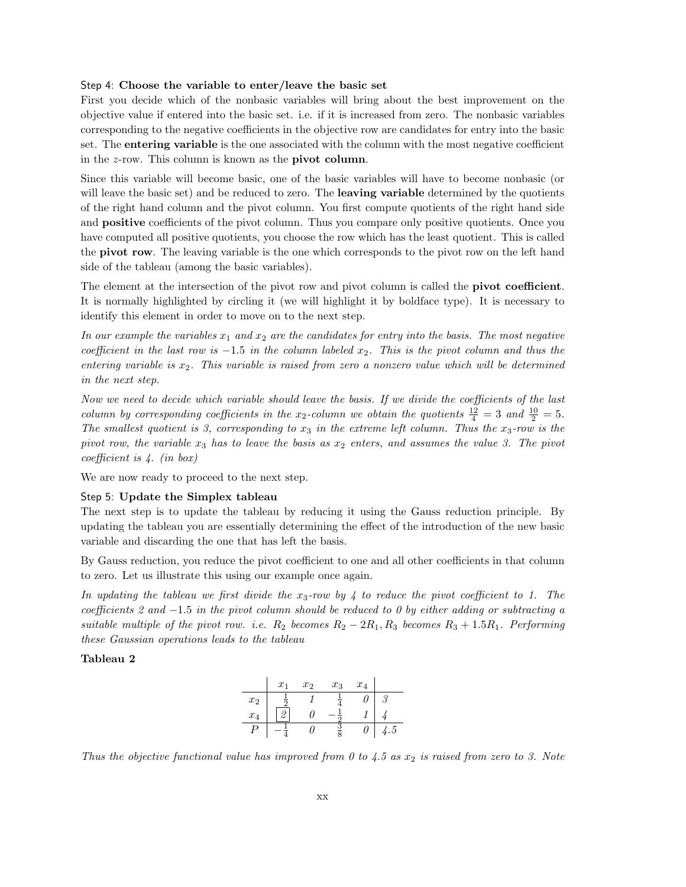Step 4: **Choose the variable to enter/leave the basic set**

First you decide which of the nonbasic variables will bring about the best improvement on the objective value if entered into the basic set. i.e. if it is increased from zero. The nonbasic variables corresponding to the negative coefficients in the objective row are candidates for entry into the basic set. The **entering variable** is the one associated with the column with the most negative coefficient in the $z$-row. This column is known as the **pivot column**.

Since this variable will become basic, one of the basic variables will have to become nonbasic (or will leave the basic set) and be reduced to zero. The **leaving variable** determined by the quotients of the right hand column and the pivot column. You first compute quotients of the right hand side and **positive** coefficients of the pivot column. Thus you compare only positive quotients. Once you have computed all positive quotients, you choose the row which has the least quotient. This is called the **pivot row**. The leaving variable is the one which corresponds to the pivot row on the left hand side of the tableau (among the basic variables).

The element at the intersection of the pivot row and pivot column is called the **pivot coefficient**. It is normally highlighted by circling it (we will highlight it by boldface type). It is necessary to identify this element in order to move on to the next step.

*In our example the variables $x_1$ and $x_2$ are the candidates for entry into the basis. The most negative coefficient in the last row is $-1.5$ in the column labeled $x_2$. This is the pivot column and thus the entering variable is $x_2$. This variable is raised from zero a nonzero value which will be determined in the next step.*

*Now we need to decide which variable should leave the basis. If we divide the coefficients of the last column by corresponding coefficients in the $x_2$-column we obtain the quotients $\frac{12}{4} = 3$ and $\frac{10}{2} = 5$. The smallest quotient is 3, corresponding to $x_3$ in the extreme left column. Thus the $x_3$-row is the pivot row, the variable $x_3$ has to leave the basis as $x_2$ enters, and assumes the value 3. The pivot coefficient is 4. (in box)*

We are now ready to proceed to the next step.

Step 5: **Update the Simplex tableau**

The next step is to update the tableau by reducing it using the Gauss reduction principle. By updating the tableau you are essentially determining the effect of the introduction of the new basic variable and discarding the one that has left the basis.

By Gauss reduction, you reduce the pivot coefficient to one and all other coefficients in that column to zero. Let us illustrate this using our example once again.

*In updating the tableau we first divide the $x_3$-row by 4 to reduce the pivot coefficient to 1. The coefficients 2 and $-1.5$ in the pivot column should be reduced to 0 by either adding or subtracting a suitable multiple of the pivot row. i.e. $R_2$ becomes $R_2 - 2R_1$, $R_3$ becomes $R_3 + 1.5R_1$. Performing these Gaussian operations leads to the tableau*

**Tableau 2**

| | $x_1$ | $x_2$ | $x_3$ | $x_4$ | |
|---|---|---|---|---|---|
| $x_2$ | $\frac{1}{2}$ | 1 | $\frac{1}{4}$ | 0 | 3 |
| $x_4$ | **2** | 0 | $-\frac{1}{2}$ | 1 | 4 |
| $P$ | $-\frac{1}{4}$ | 0 | $\frac{3}{8}$ | 0 | 4.5 |

*Thus the objective functional value has improved from 0 to 4.5 as $x_2$ is raised from zero to 3. Note*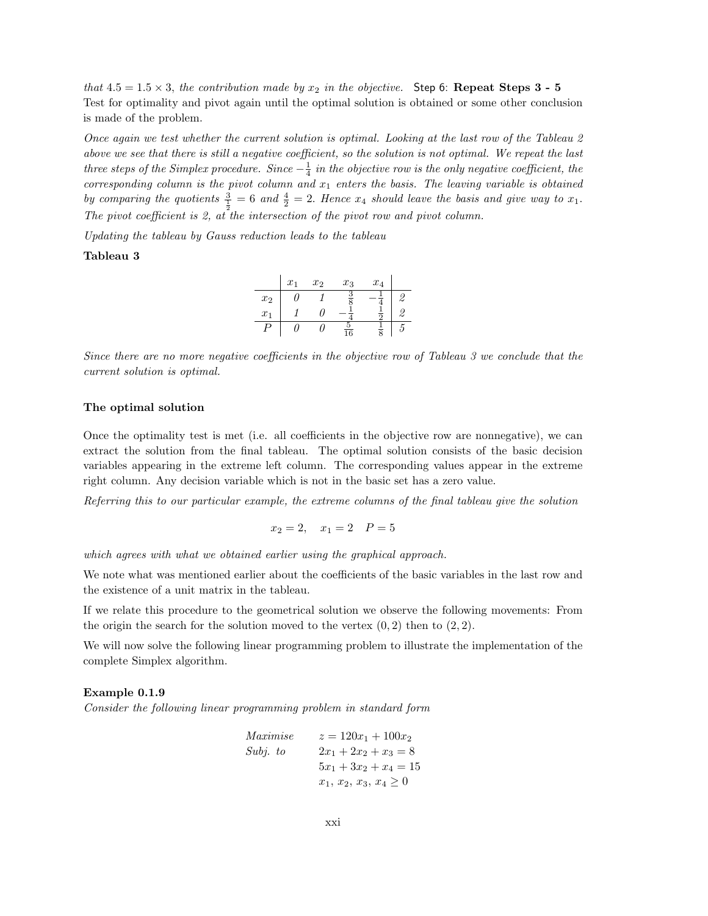*that* $4.5 = 1.5 \times 3$, *the contribution made by* $x_2$ *in the objective.* Step 6: **Repeat Steps 3 - 5**
Test for optimality and pivot again until the optimal solution is obtained or some other conclusion is made of the problem.

*Once again we test whether the current solution is optimal. Looking at the last row of the Tableau 2 above we see that there is still a negative coefficient, so the solution is not optimal. We repeat the last three steps of the Simplex procedure. Since* $-\frac{1}{4}$ *in the objective row is the only negative coefficient, the corresponding column is the pivot column and* $x_1$ *enters the basis. The leaving variable is obtained by comparing the quotients* $\frac{3}{\frac{1}{2}} = 6$ *and* $\frac{4}{2} = 2$*. Hence* $x_4$ *should leave the basis and give way to* $x_1$*. The pivot coefficient is 2, at the intersection of the pivot row and pivot column.*

*Updating the tableau by Gauss reduction leads to the tableau*

**Tableau 3**

| | $x_1$ | $x_2$ | $x_3$ | $x_4$ | |
|---|---|---|---|---|---|
| $x_2$ | *0* | *1* | $\frac{3}{8}$ | $-\frac{1}{4}$ | *2* |
| $x_1$ | *1* | *0* | $-\frac{1}{4}$ | $\frac{1}{2}$ | *2* |
| $P$ | *0* | *0* | $\frac{5}{16}$ | $\frac{1}{8}$ | *5* |

*Since there are no more negative coefficients in the objective row of Tableau 3 we conclude that the current solution is optimal.*

### The optimal solution

Once the optimality test is met (i.e. all coefficients in the objective row are nonnegative), we can extract the solution from the final tableau. The optimal solution consists of the basic decision variables appearing in the extreme left column. The corresponding values appear in the extreme right column. Any decision variable which is not in the basic set has a zero value.

*Referring this to our particular example, the extreme columns of the final tableau give the solution*

$$x_2 = 2, \quad x_1 = 2 \quad P = 5$$

*which agrees with what we obtained earlier using the graphical approach.*

We note what was mentioned earlier about the coefficients of the basic variables in the last row and the existence of a unit matrix in the tableau.

If we relate this procedure to the geometrical solution we observe the following movements: From the origin the search for the solution moved to the vertex $(0, 2)$ then to $(2, 2)$.

We will now solve the following linear programming problem to illustrate the implementation of the complete Simplex algorithm.

**Example 0.1.9**
*Consider the following linear programming problem in standard form*

$$\begin{aligned}
\textit{Maximise} \quad & z = 120x_1 + 100x_2 \\
\textit{Subj. to} \quad & 2x_1 + 2x_2 + x_3 = 8 \\
& 5x_1 + 3x_2 + x_4 = 15 \\
& x_1,\, x_2,\, x_3,\, x_4 \geq 0
\end{aligned}$$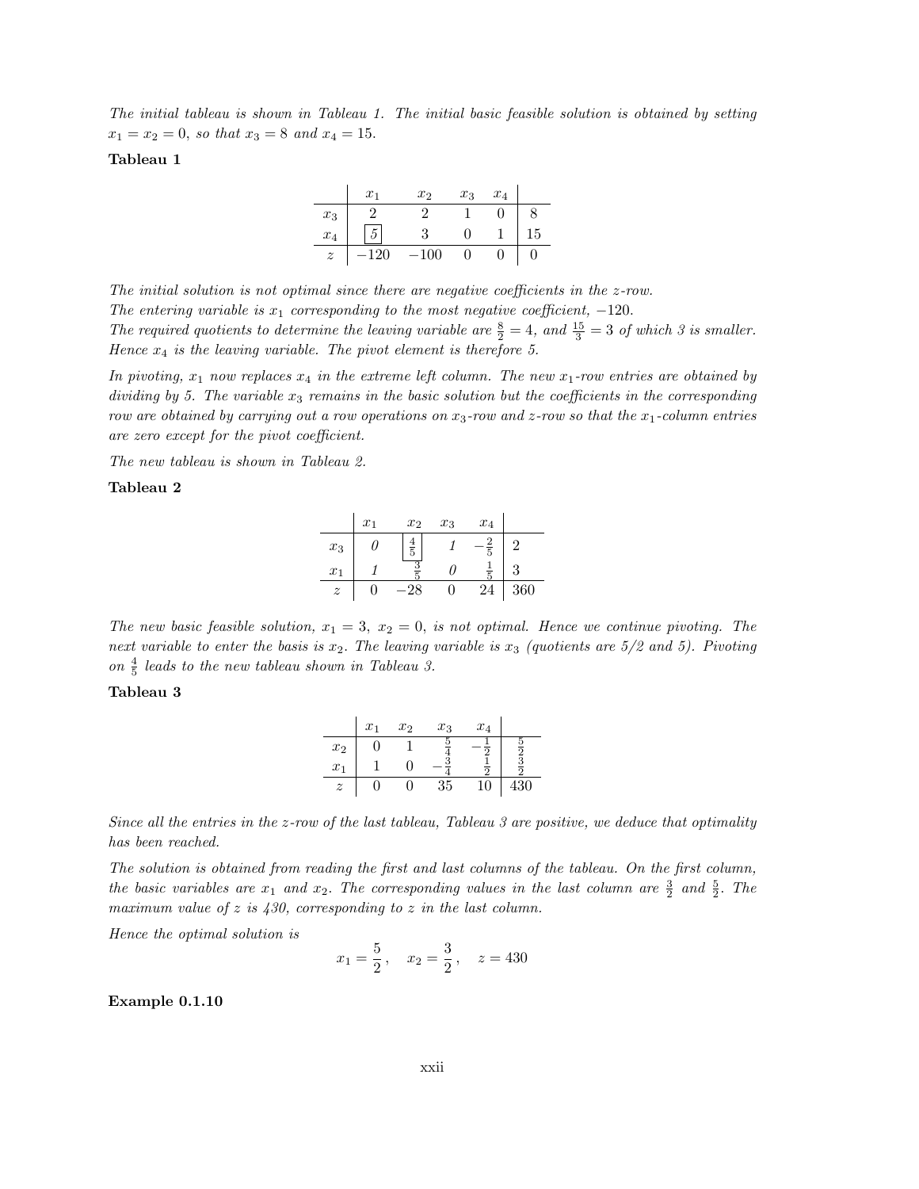*The initial tableau is shown in Tableau 1. The initial basic feasible solution is obtained by setting $x_1 = x_2 = 0$, so that $x_3 = 8$ and $x_4 = 15$.*

**Tableau 1**

| | $x_1$ | $x_2$ | $x_3$ | $x_4$ | |
|---|---|---|---|---|---|
| $x_3$ | 2 | 2 | 1 | 0 | 8 |
| $x_4$ | $\boxed{5}$ | 3 | 0 | 1 | 15 |
| $z$ | $-120$ | $-100$ | 0 | 0 | 0 |

*The initial solution is not optimal since there are negative coefficients in the z-row.*
*The entering variable is $x_1$ corresponding to the most negative coefficient, $-120$.*
*The required quotients to determine the leaving variable are $\frac{8}{2} = 4$, and $\frac{15}{3} = 3$ of which 3 is smaller. Hence $x_4$ is the leaving variable. The pivot element is therefore 5.*

*In pivoting, $x_1$ now replaces $x_4$ in the extreme left column. The new $x_1$-row entries are obtained by dividing by 5. The variable $x_3$ remains in the basic solution but the coefficients in the corresponding row are obtained by carrying out a row operations on $x_3$-row and z-row so that the $x_1$-column entries are zero except for the pivot coefficient.*

*The new tableau is shown in Tableau 2.*

**Tableau 2**

| | $x_1$ | $x_2$ | $x_3$ | $x_4$ | |
|---|---|---|---|---|---|
| $x_3$ | 0 | $\boxed{\frac{4}{5}}$ | 1 | $-\frac{2}{5}$ | 2 |
| $x_1$ | 1 | $\frac{3}{5}$ | 0 | $\frac{1}{5}$ | 3 |
| $z$ | 0 | $-28$ | 0 | 24 | 360 |

*The new basic feasible solution, $x_1 = 3$, $x_2 = 0$, is not optimal. Hence we continue pivoting. The next variable to enter the basis is $x_2$. The leaving variable is $x_3$ (quotients are 5/2 and 5). Pivoting on $\frac{4}{5}$ leads to the new tableau shown in Tableau 3.*

**Tableau 3**

| | $x_1$ | $x_2$ | $x_3$ | $x_4$ | |
|---|---|---|---|---|---|
| $x_2$ | 0 | 1 | $\frac{5}{4}$ | $-\frac{1}{2}$ | $\frac{5}{2}$ |
| $x_1$ | 1 | 0 | $-\frac{3}{4}$ | $\frac{1}{2}$ | $\frac{3}{2}$ |
| $z$ | 0 | 0 | 35 | 10 | 430 |

*Since all the entries in the z-row of the last tableau, Tableau 3 are positive, we deduce that optimality has been reached.*

*The solution is obtained from reading the first and last columns of the tableau. On the first column, the basic variables are $x_1$ and $x_2$. The corresponding values in the last column are $\frac{3}{2}$ and $\frac{5}{2}$. The maximum value of z is 430, corresponding to z in the last column.*

*Hence the optimal solution is*

$$x_1 = \frac{5}{2}, \quad x_2 = \frac{3}{2}, \quad z = 430$$

**Example 0.1.10**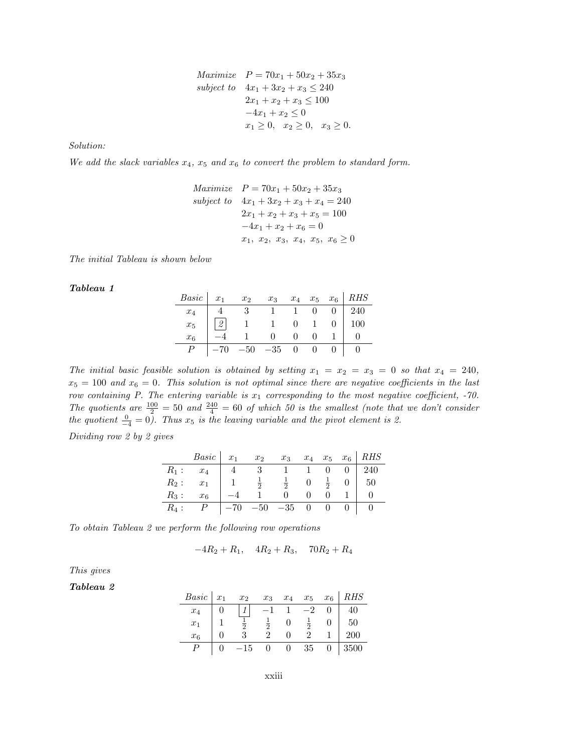$$
\begin{aligned}
\textit{Maximize} \quad & P = 70x_1 + 50x_2 + 35x_3 \\
\textit{subject to} \quad & 4x_1 + 3x_2 + x_3 \leq 240 \\
& 2x_1 + x_2 + x_3 \leq 100 \\
& -4x_1 + x_2 \leq 0 \\
& x_1 \geq 0, \quad x_2 \geq 0, \quad x_3 \geq 0.
\end{aligned}
$$

*Solution:*

*We add the slack variables $x_4$, $x_5$ and $x_6$ to convert the problem to standard form.*

$$
\begin{aligned}
\textit{Maximize} \quad & P = 70x_1 + 50x_2 + 35x_3 \\
\textit{subject to} \quad & 4x_1 + 3x_2 + x_3 + x_4 = 240 \\
& 2x_1 + x_2 + x_3 + x_5 = 100 \\
& -4x_1 + x_2 + x_6 = 0 \\
& x_1, \ x_2, \ x_3, \ x_4, \ x_5, \ x_6 \geq 0
\end{aligned}
$$

*The initial Tableau is shown below*

***Tableau 1***

| Basic | $x_1$ | $x_2$ | $x_3$ | $x_4$ | $x_5$ | $x_6$ | RHS |
|---|---|---|---|---|---|---|---|
| $x_4$ | 4 | 3 | 1 | 1 | 0 | 0 | 240 |
| $x_5$ | [2] | 1 | 1 | 0 | 1 | 0 | 100 |
| $x_6$ | $-4$ | 1 | 0 | 0 | 0 | 1 | 0 |
| $P$ | $-70$ | $-50$ | $-35$ | 0 | 0 | 0 | 0 |

*The initial basic feasible solution is obtained by setting $x_1 = x_2 = x_3 = 0$ so that $x_4 = 240$, $x_5 = 100$ and $x_6 = 0$. This solution is not optimal since there are negative coefficients in the last row containing P. The entering variable is $x_1$ corresponding to the most negative coefficient, -70. The quotients are $\frac{100}{2} = 50$ and $\frac{240}{4} = 60$ of which 50 is the smallest (note that we don't consider the quotient $\frac{0}{-4} = 0$). Thus $x_5$ is the leaving variable and the pivot element is 2.*

*Dividing row 2 by 2 gives*

| | Basic | $x_1$ | $x_2$ | $x_3$ | $x_4$ | $x_5$ | $x_6$ | RHS |
|---|---|---|---|---|---|---|---|---|
| $R_1:$ | $x_4$ | 4 | 3 | 1 | 1 | 0 | 0 | 240 |
| $R_2:$ | $x_1$ | 1 | $\frac{1}{2}$ | $\frac{1}{2}$ | 0 | $\frac{1}{2}$ | 0 | 50 |
| $R_3:$ | $x_6$ | $-4$ | 1 | 0 | 0 | 0 | 1 | 0 |
| $R_4:$ | $P$ | $-70$ | $-50$ | $-35$ | 0 | 0 | 0 | 0 |

*To obtain Tableau 2 we perform the following row operations*

$$-4R_2 + R_1, \quad 4R_2 + R_3, \quad 70R_2 + R_4$$

*This gives*

***Tableau 2***

| Basic | $x_1$ | $x_2$ | $x_3$ | $x_4$ | $x_5$ | $x_6$ | RHS |
|---|---|---|---|---|---|---|---|
| $x_4$ | 0 | [1] | $-1$ | 1 | $-2$ | 0 | 40 |
| $x_1$ | 1 | $\frac{1}{2}$ | $\frac{1}{2}$ | 0 | $\frac{1}{2}$ | 0 | 50 |
| $x_6$ | 0 | 3 | 2 | 0 | 2 | 1 | 200 |
| $P$ | 0 | $-15$ | 0 | 0 | 35 | 0 | 3500 |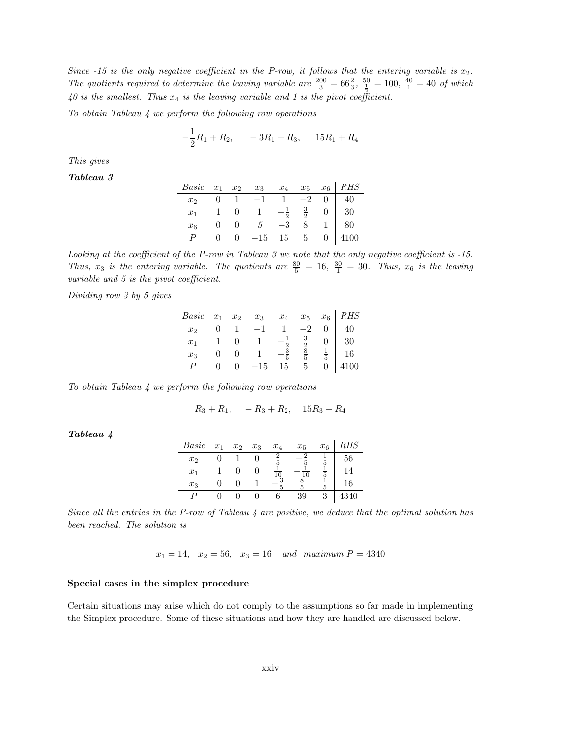*Since -15 is the only negative coefficient in the P-row, it follows that the entering variable is $x_2$. The quotients required to determine the leaving variable are $\frac{200}{3} = 66\frac{2}{3}$, $\frac{50}{\frac{1}{2}} = 100$, $\frac{40}{1} = 40$ of which 40 is the smallest. Thus $x_4$ is the leaving variable and 1 is the pivot coefficient.*

*To obtain Tableau 4 we perform the following row operations*

$$-\frac{1}{2}R_1 + R_2, \qquad -3R_1 + R_3, \qquad 15R_1 + R_4$$

*This gives*

***Tableau 3***

| *Basic* | $x_1$ | $x_2$ | $x_3$ | $x_4$ | $x_5$ | $x_6$ | *RHS* |
|---|---|---|---|---|---|---|---|
| $x_2$ | 0 | 1 | $-1$ | 1 | $-2$ | 0 | 40 |
| $x_1$ | 1 | 0 | 1 | $-\frac{1}{2}$ | $\frac{3}{2}$ | 0 | 30 |
| $x_6$ | 0 | 0 | $\boxed{5}$ | $-3$ | 8 | 1 | 80 |
| $P$ | 0 | 0 | $-15$ | 15 | 5 | 0 | 4100 |

*Looking at the coefficient of the P-row in Tableau 3 we note that the only negative coefficient is -15. Thus, $x_3$ is the entering variable. The quotients are $\frac{80}{5} = 16$, $\frac{30}{1} = 30$. Thus, $x_6$ is the leaving variable and 5 is the pivot coefficient.*

*Dividing row 3 by 5 gives*

| *Basic* | $x_1$ | $x_2$ | $x_3$ | $x_4$ | $x_5$ | $x_6$ | *RHS* |
|---|---|---|---|---|---|---|---|
| $x_2$ | 0 | 1 | $-1$ | 1 | $-2$ | 0 | 40 |
| $x_1$ | 1 | 0 | 1 | $-\frac{1}{2}$ | $\frac{3}{2}$ | 0 | 30 |
| $x_3$ | 0 | 0 | 1 | $-\frac{3}{5}$ | $\frac{8}{5}$ | $\frac{1}{5}$ | 16 |
| $P$ | 0 | 0 | $-15$ | 15 | 5 | 0 | 4100 |

*To obtain Tableau 4 we perform the following row operations*

$$R_3 + R_1, \quad -R_3 + R_2, \quad 15R_3 + R_4$$

***Tableau 4***

| *Basic* | $x_1$ | $x_2$ | $x_3$ | $x_4$ | $x_5$ | $x_6$ | *RHS* |
|---|---|---|---|---|---|---|---|
| $x_2$ | 0 | 1 | 0 | $\frac{2}{5}$ | $-\frac{2}{5}$ | $\frac{1}{5}$ | 56 |
| $x_1$ | 1 | 0 | 0 | $\frac{1}{10}$ | $-\frac{1}{10}$ | $\frac{1}{5}$ | 14 |
| $x_3$ | 0 | 0 | 1 | $-\frac{3}{5}$ | $\frac{8}{5}$ | $\frac{1}{5}$ | 16 |
| $P$ | 0 | 0 | 0 | 6 | 39 | 3 | 4340 |

*Since all the entries in the P-row of Tableau 4 are positive, we deduce that the optimal solution has been reached. The solution is*

$$x_1 = 14, \quad x_2 = 56, \quad x_3 = 16 \quad \textit{and maximum } P = 4340$$

**Special cases in the simplex procedure**

Certain situations may arise which do not comply to the assumptions so far made in implementing the Simplex procedure. Some of these situations and how they are handled are discussed below.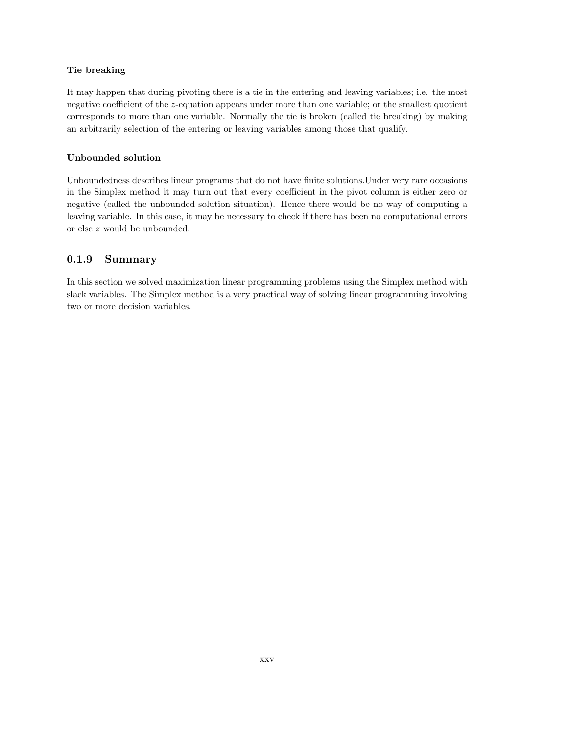**Tie breaking**

It may happen that during pivoting there is a tie in the entering and leaving variables; i.e. the most negative coefficient of the $z$-equation appears under more than one variable; or the smallest quotient corresponds to more than one variable. Normally the tie is broken (called tie breaking) by making an arbitrarily selection of the entering or leaving variables among those that qualify.

**Unbounded solution**

Unboundedness describes linear programs that do not have finite solutions.Under very rare occasions in the Simplex method it may turn out that every coefficient in the pivot column is either zero or negative (called the unbounded solution situation). Hence there would be no way of computing a leaving variable. In this case, it may be necessary to check if there has been no computational errors or else $z$ would be unbounded.

### 0.1.9 Summary

In this section we solved maximization linear programming problems using the Simplex method with slack variables. The Simplex method is a very practical way of solving linear programming involving two or more decision variables.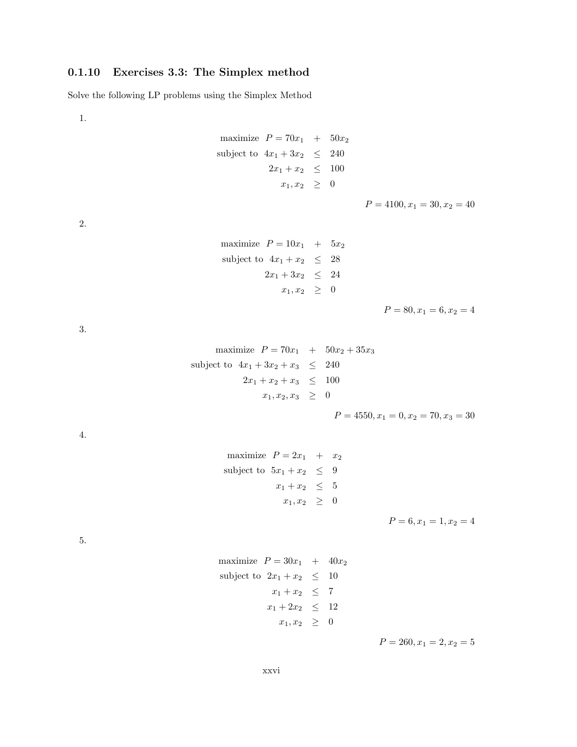### 0.1.10 Exercises 3.3: The Simplex method

Solve the following LP problems using the Simplex Method

1.

$$
\begin{aligned}
\text{maximize} \quad P = 70x_1 &+ 50x_2 \\
\text{subject to} \quad 4x_1 + 3x_2 &\leq 240 \\
2x_1 + x_2 &\leq 100 \\
x_1, x_2 &\geq 0
\end{aligned}
$$

$P = 4100, x_1 = 30, x_2 = 40$

2.

$$
\begin{aligned}
\text{maximize} \quad P = 10x_1 &+ 5x_2 \\
\text{subject to} \quad 4x_1 + x_2 &\leq 28 \\
2x_1 + 3x_2 &\leq 24 \\
x_1, x_2 &\geq 0
\end{aligned}
$$

$P = 80, x_1 = 6, x_2 = 4$

3.

$$
\begin{aligned}
\text{maximize} \quad P = 70x_1 &+ 50x_2 + 35x_3 \\
\text{subject to} \quad 4x_1 + 3x_2 + x_3 &\leq 240 \\
2x_1 + x_2 + x_3 &\leq 100 \\
x_1, x_2, x_3 &\geq 0
\end{aligned}
$$

$P = 4550, x_1 = 0, x_2 = 70, x_3 = 30$

4.

$$
\begin{aligned}
\text{maximize} \quad P = 2x_1 &+ x_2 \\
\text{subject to} \quad 5x_1 + x_2 &\leq 9 \\
x_1 + x_2 &\leq 5 \\
x_1, x_2 &\geq 0
\end{aligned}
$$

$P = 6, x_1 = 1, x_2 = 4$

5.

$$
\begin{aligned}
\text{maximize} \quad P = 30x_1 &+ 40x_2 \\
\text{subject to} \quad 2x_1 + x_2 &\leq 10 \\
x_1 + x_2 &\leq 7 \\
x_1 + 2x_2 &\leq 12 \\
x_1, x_2 &\geq 0
\end{aligned}
$$

$P = 260, x_1 = 2, x_2 = 5$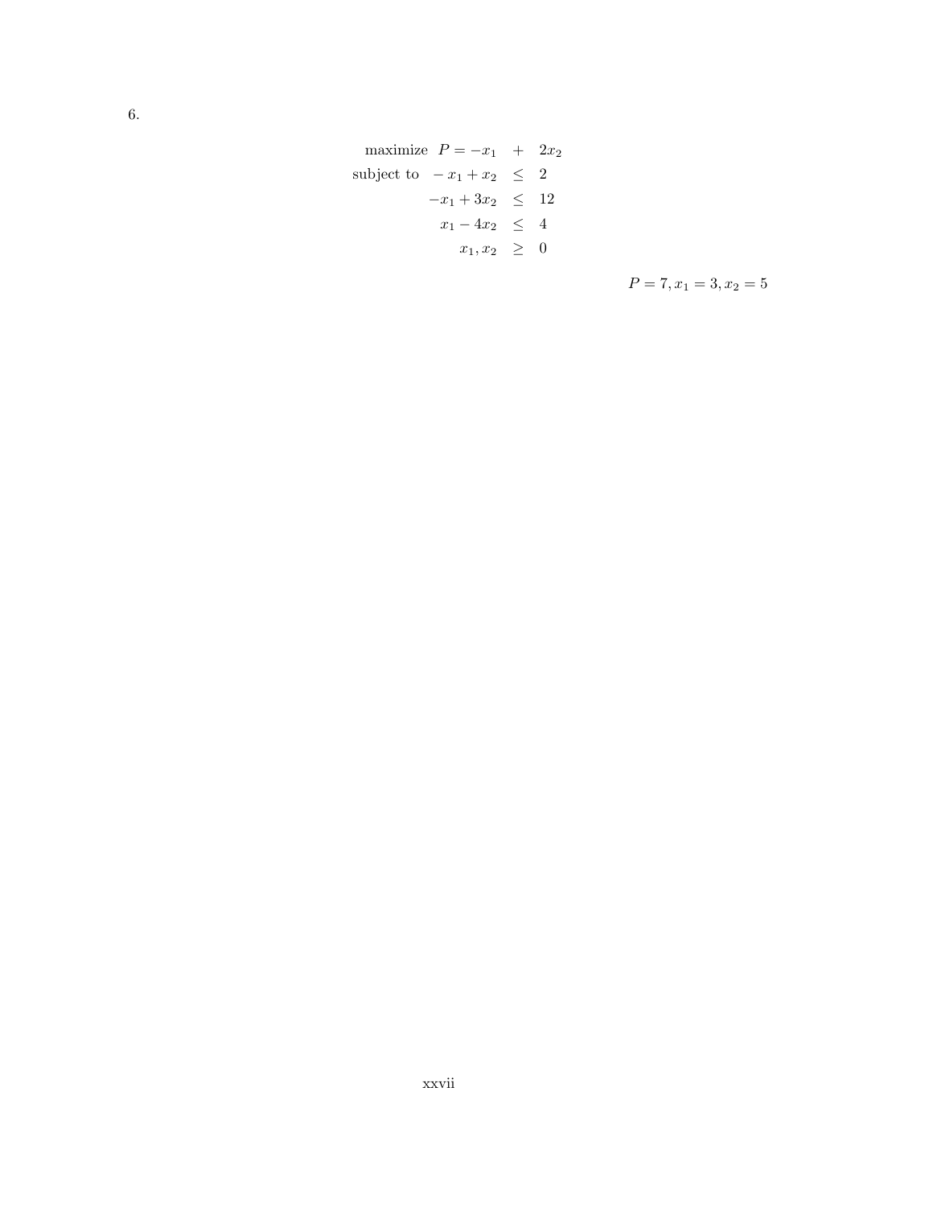6.

$$
\begin{aligned}
\text{maximize } \; P = -x_1 &+ 2x_2 \\
\text{subject to } \; -x_1 + x_2 &\leq 2 \\
-x_1 + 3x_2 &\leq 12 \\
x_1 - 4x_2 &\leq 4 \\
x_1, x_2 &\geq 0
\end{aligned}
$$

$P = 7, x_1 = 3, x_2 = 5$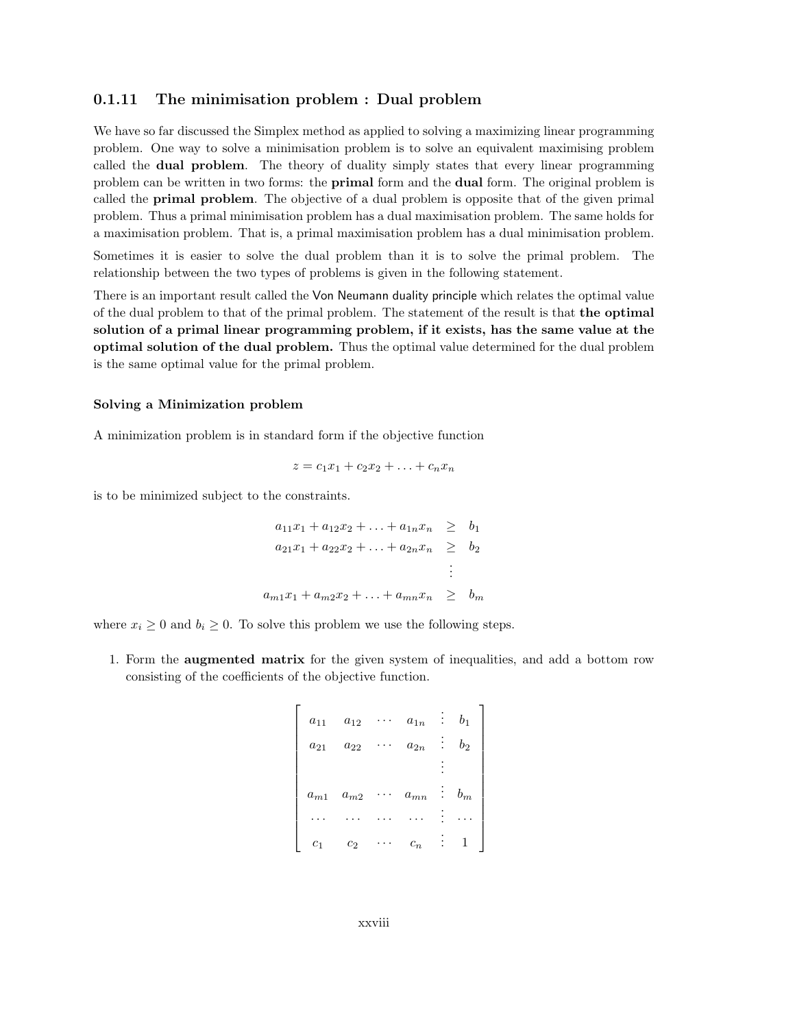### 0.1.11 The minimisation problem : Dual problem

We have so far discussed the Simplex method as applied to solving a maximizing linear programming problem. One way to solve a minimisation problem is to solve an equivalent maximising problem called the **dual problem**. The theory of duality simply states that every linear programming problem can be written in two forms: the **primal** form and the **dual** form. The original problem is called the **primal problem**. The objective of a dual problem is opposite that of the given primal problem. Thus a primal minimisation problem has a dual maximisation problem. The same holds for a maximisation problem. That is, a primal maximisation problem has a dual minimisation problem.

Sometimes it is easier to solve the dual problem than it is to solve the primal problem. The relationship between the two types of problems is given in the following statement.

There is an important result called the Von Neumann duality principle which relates the optimal value of the dual problem to that of the primal problem. The statement of the result is that **the optimal solution of a primal linear programming problem, if it exists, has the same value at the optimal solution of the dual problem.** Thus the optimal value determined for the dual problem is the same optimal value for the primal problem.

#### Solving a Minimization problem

A minimization problem is in standard form if the objective function

$$z = c_1x_1 + c_2x_2 + \ldots + c_nx_n$$

is to be minimized subject to the constraints.

$$\begin{aligned}
a_{11}x_1 + a_{12}x_2 + \ldots + a_{1n}x_n &\geq b_1 \\
a_{21}x_1 + a_{22}x_2 + \ldots + a_{2n}x_n &\geq b_2 \\
&\vdots \\
a_{m1}x_1 + a_{m2}x_2 + \ldots + a_{mn}x_n &\geq b_m
\end{aligned}$$

where $x_i \geq 0$ and $b_i \geq 0$. To solve this problem we use the following steps.

1. Form the **augmented matrix** for the given system of inequalities, and add a bottom row consisting of the coefficients of the objective function.

$$\begin{bmatrix}
a_{11} & a_{12} & \cdots & a_{1n} & \vdots & b_1 \\
a_{21} & a_{22} & \cdots & a_{2n} & \vdots & b_2 \\
 & & & & \vdots & \\
a_{m1} & a_{m2} & \cdots & a_{mn} & \vdots & b_m \\
\cdots & \cdots & \cdots & \cdots & \vdots & \cdots \\
c_1 & c_2 & \cdots & c_n & \vdots & 1
\end{bmatrix}$$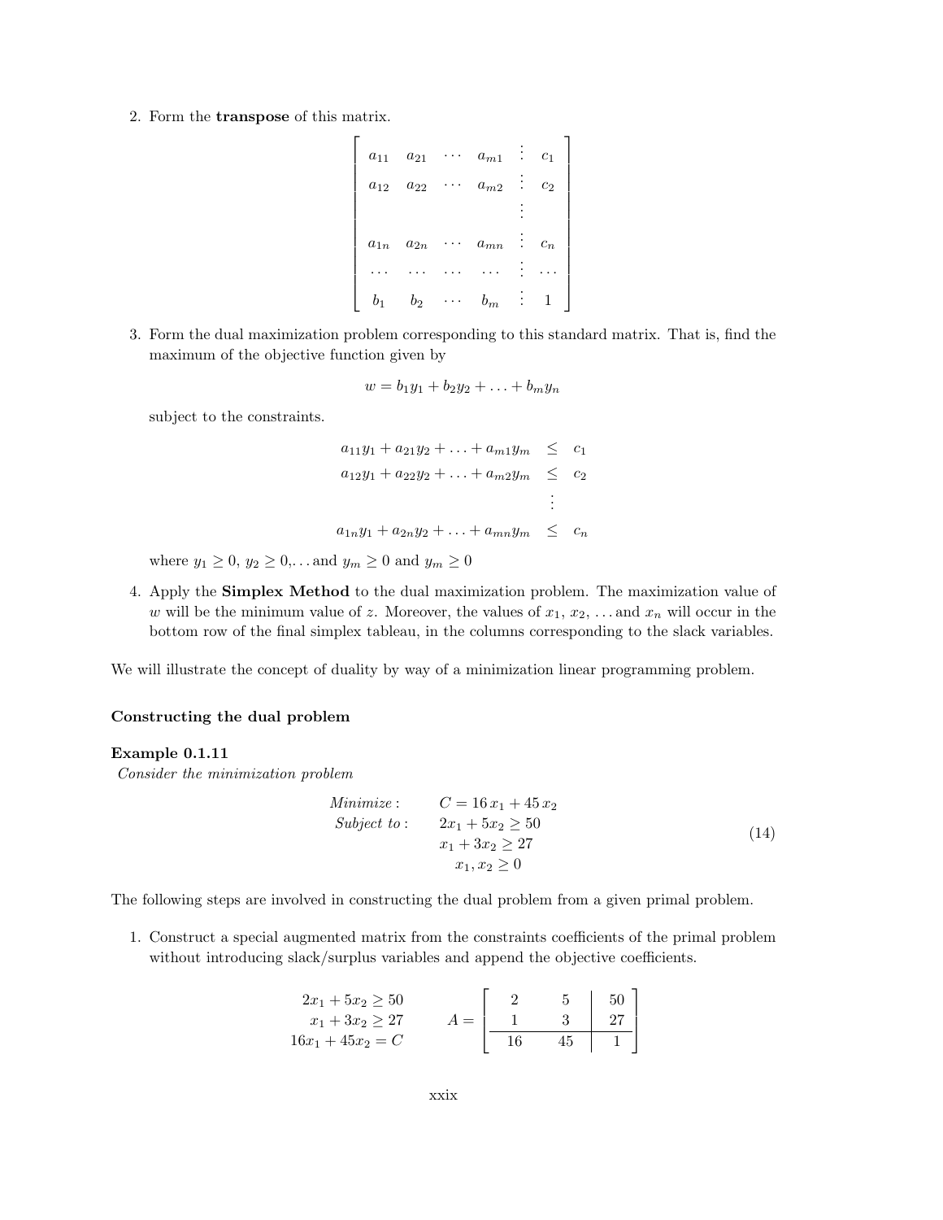2. Form the **transpose** of this matrix.

$$\begin{bmatrix} a_{11} & a_{21} & \cdots & a_{m1} & \vdots & c_1 \\ a_{12} & a_{22} & \cdots & a_{m2} & \vdots & c_2 \\ & & & & \vdots & \\ a_{1n} & a_{2n} & \cdots & a_{mn} & \vdots & c_n \\ \cdots & \cdots & \cdots & \cdots & \vdots & \cdots \\ b_1 & b_2 & \cdots & b_m & \vdots & 1 \end{bmatrix}$$

3. Form the dual maximization problem corresponding to this standard matrix. That is, find the maximum of the objective function given by

$$w = b_1y_1 + b_2y_2 + \ldots + b_my_n$$

subject to the constraints.

$$\begin{aligned} a_{11}y_1 + a_{21}y_2 + \ldots + a_{m1}y_m &\leq c_1 \\ a_{12}y_1 + a_{22}y_2 + \ldots + a_{m2}y_m &\leq c_2 \\ &\vdots \\ a_{1n}y_1 + a_{2n}y_2 + \ldots + a_{mn}y_m &\leq c_n \end{aligned}$$

where $y_1 \geq 0$, $y_2 \geq 0$,... and $y_m \geq 0$ and $y_m \geq 0$

4. Apply the **Simplex Method** to the dual maximization problem. The maximization value of $w$ will be the minimum value of $z$. Moreover, the values of $x_1$, $x_2$, ... and $x_n$ will occur in the bottom row of the final simplex tableau, in the columns corresponding to the slack variables.

We will illustrate the concept of duality by way of a minimization linear programming problem.

**Constructing the dual problem**

**Example 0.1.11**

*Consider the minimization problem*

$$\begin{aligned} &\textit{Minimize}: && C = 16\,x_1 + 45\,x_2 \\ &\textit{Subject to}: && 2x_1 + 5x_2 \geq 50 \\ & && x_1 + 3x_2 \geq 27 \\ & && x_1, x_2 \geq 0 \end{aligned} \tag{14}$$

The following steps are involved in constructing the dual problem from a given primal problem.

1. Construct a special augmented matrix from the constraints coefficients of the primal problem without introducing slack/surplus variables and append the objective coefficients.

$$\begin{aligned} 2x_1 + 5x_2 &\geq 50 \\ x_1 + 3x_2 &\geq 27 \\ 16x_1 + 45x_2 &= C \end{aligned} \qquad A = \left[\begin{array}{cc|c} 2 & 5 & 50 \\ 1 & 3 & 27 \\ \hline 16 & 45 & 1 \end{array}\right]$$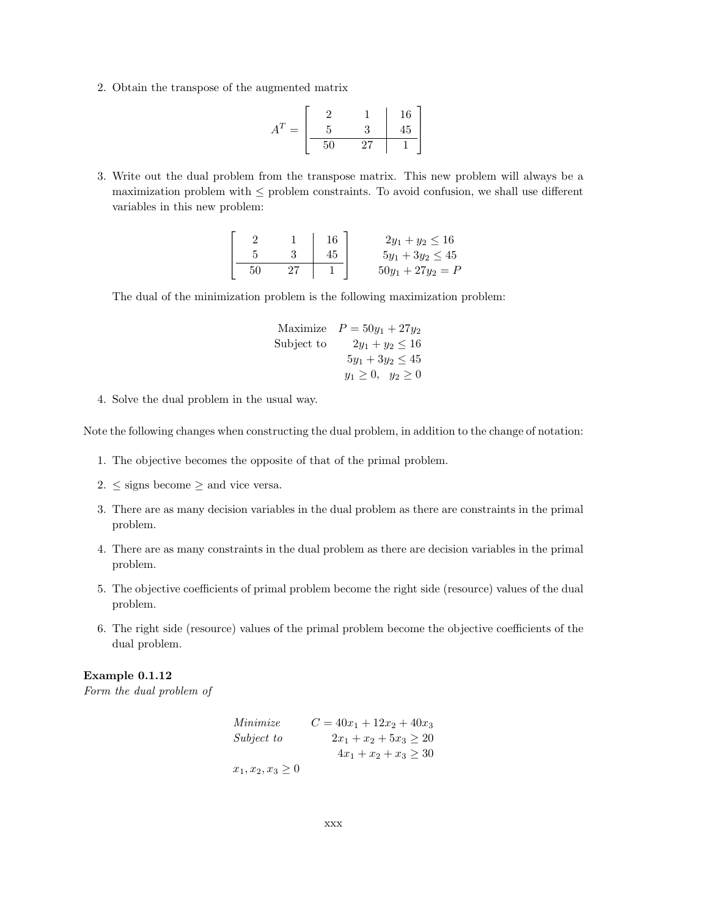2. Obtain the transpose of the augmented matrix

$$A^T = \left[\begin{array}{cc|c} 2 & 1 & 16 \\ 5 & 3 & 45 \\ \hline 50 & 27 & 1 \end{array}\right]$$

3. Write out the dual problem from the transpose matrix. This new problem will always be a maximization problem with $\leq$ problem constraints. To avoid confusion, we shall use different variables in this new problem:

$$\left[\begin{array}{cc|c} 2 & 1 & 16 \\ 5 & 3 & 45 \\ \hline 50 & 27 & 1 \end{array}\right] \qquad \begin{array}{c} 2y_1 + y_2 \leq 16 \\ 5y_1 + 3y_2 \leq 45 \\ 50y_1 + 27y_2 = P \end{array}$$

The dual of the minimization problem is the following maximization problem:

$$\begin{array}{ll} \text{Maximize} & P = 50y_1 + 27y_2 \\ \text{Subject to} & 2y_1 + y_2 \leq 16 \\ & 5y_1 + 3y_2 \leq 45 \\ & y_1 \geq 0, \quad y_2 \geq 0 \end{array}$$

4. Solve the dual problem in the usual way.

Note the following changes when constructing the dual problem, in addition to the change of notation:

1. The objective becomes the opposite of that of the primal problem.
2. $\leq$ signs become $\geq$ and vice versa.
3. There are as many decision variables in the dual problem as there are constraints in the primal problem.
4. There are as many constraints in the dual problem as there are decision variables in the primal problem.
5. The objective coefficients of primal problem become the right side (resource) values of the dual problem.
6. The right side (resource) values of the primal problem become the objective coefficients of the dual problem.

**Example 0.1.12**
*Form the dual problem of*

$$\begin{array}{ll} \textit{Minimize} & C = 40x_1 + 12x_2 + 40x_3 \\ \textit{Subject to} & 2x_1 + x_2 + 5x_3 \geq 20 \\ & 4x_1 + x_2 + x_3 \geq 30 \\ x_1, x_2, x_3 \geq 0 & \end{array}$$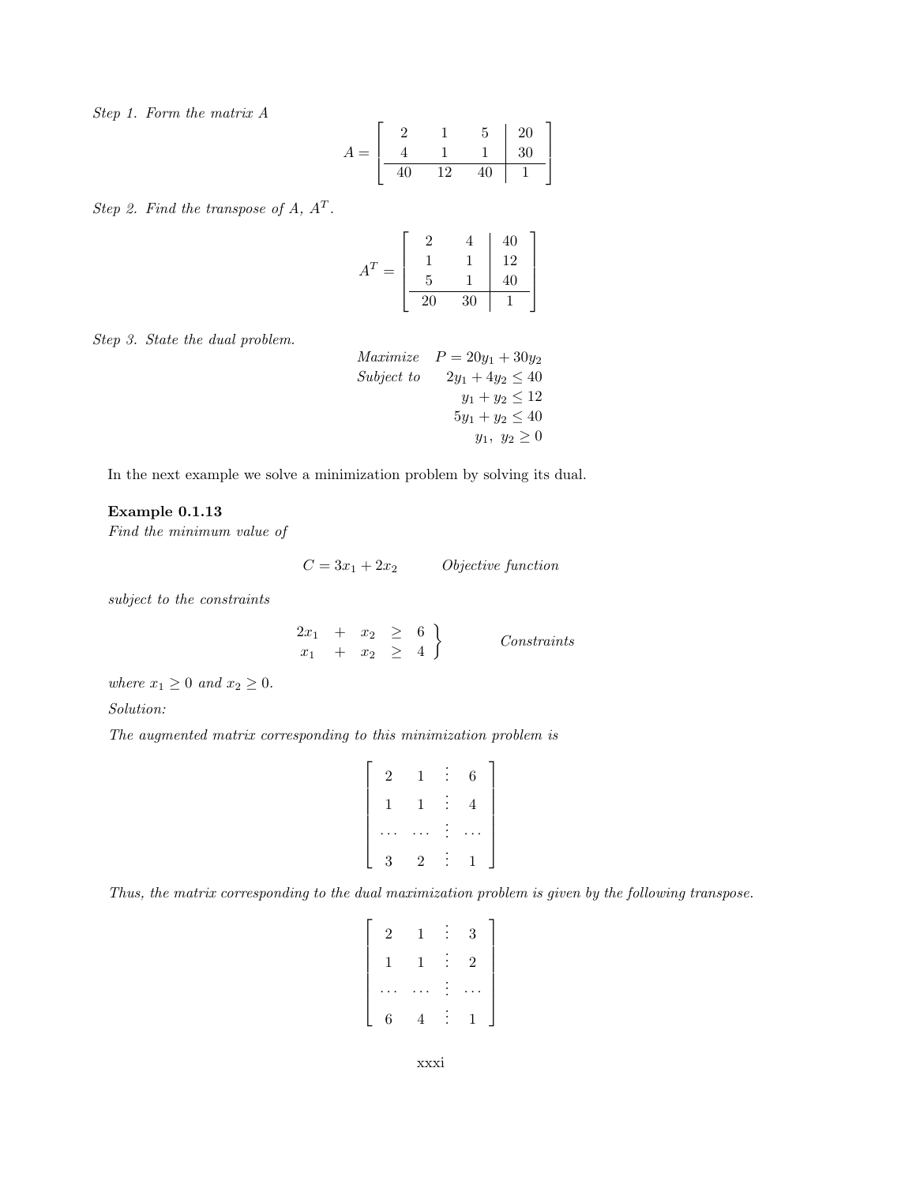*Step 1. Form the matrix A*

$$A = \left[\begin{array}{ccc|c} 2 & 1 & 5 & 20 \\ 4 & 1 & 1 & 30 \\ \hline 40 & 12 & 40 & 1 \end{array}\right]$$

*Step 2. Find the transpose of A, $A^T$.*

$$A^T = \left[\begin{array}{cc|c} 2 & 4 & 40 \\ 1 & 1 & 12 \\ 5 & 1 & 40 \\ \hline 20 & 30 & 1 \end{array}\right]$$

*Step 3. State the dual problem.*

$$\begin{array}{rr} \textit{Maximize} & P = 20y_1 + 30y_2 \\ \textit{Subject to} & 2y_1 + 4y_2 \leq 40 \\ & y_1 + y_2 \leq 12 \\ & 5y_1 + y_2 \leq 40 \\ & y_1,\ y_2 \geq 0 \end{array}$$

In the next example we solve a minimization problem by solving its dual.

**Example 0.1.13**

*Find the minimum value of*

$$C = 3x_1 + 2x_2 \qquad \textit{Objective function}$$

*subject to the constraints*

$$\left.\begin{array}{rcrcr} 2x_1 & + & x_2 & \geq & 6 \\ x_1 & + & x_2 & \geq & 4 \end{array}\right\} \qquad \textit{Constraints}$$

*where $x_1 \geq 0$ and $x_2 \geq 0$.*

*Solution:*

*The augmented matrix corresponding to this minimization problem is*

$$\left[\begin{array}{cccc} 2 & 1 & \vdots & 6 \\ 1 & 1 & \vdots & 4 \\ \cdots & \cdots & \vdots & \cdots \\ 3 & 2 & \vdots & 1 \end{array}\right]$$

*Thus, the matrix corresponding to the dual maximization problem is given by the following transpose.*

$$\left[\begin{array}{cccc} 2 & 1 & \vdots & 3 \\ 1 & 1 & \vdots & 2 \\ \cdots & \cdots & \vdots & \cdots \\ 6 & 4 & \vdots & 1 \end{array}\right]$$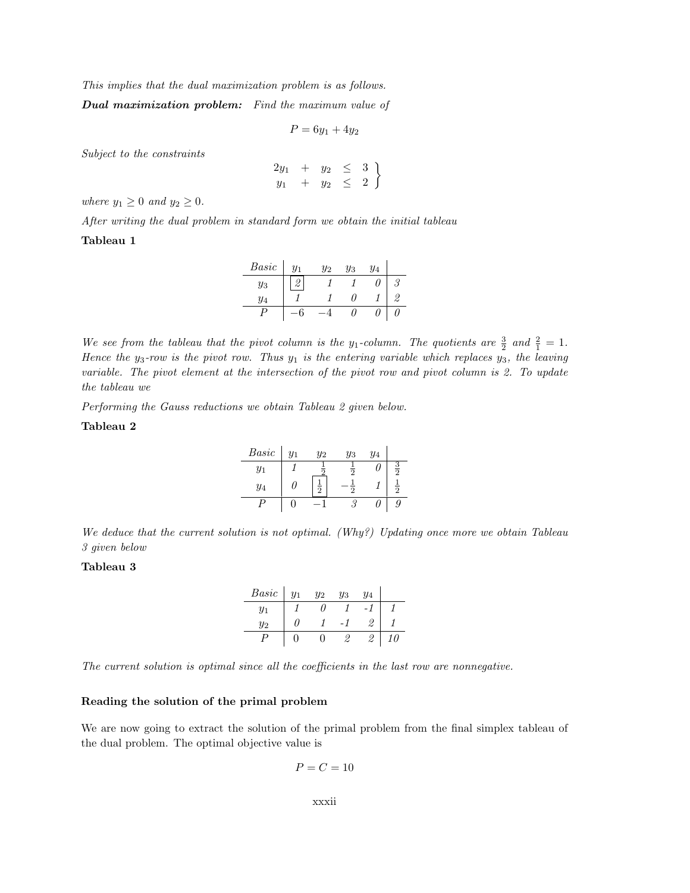*This implies that the dual maximization problem is as follows.*

***Dual maximization problem:*** *Find the maximum value of*

$$P = 6y_1 + 4y_2$$

*Subject to the constraints*

$$\left.\begin{array}{rcrcl} 2y_1 & + & y_2 & \leq & 3 \\ y_1 & + & y_2 & \leq & 2 \end{array}\right\}$$

*where $y_1 \geq 0$ and $y_2 \geq 0$.*

*After writing the dual problem in standard form we obtain the initial tableau*

**Tableau 1**

| *Basic* | $y_1$ | $y_2$ | $y_3$ | $y_4$ | |
|---|---|---|---|---|---|
| $y_3$ | *2* | *1* | *1* | *0* | *3* |
| $y_4$ | *1* | *1* | *0* | *1* | *2* |
| $P$ | $-6$ | $-4$ | *0* | *0* | *0* |

*We see from the tableau that the pivot column is the $y_1$-column. The quotients are $\frac{3}{2}$ and $\frac{2}{1} = 1$. Hence the $y_3$-row is the pivot row. Thus $y_1$ is the entering variable which replaces $y_3$, the leaving variable. The pivot element at the intersection of the pivot row and pivot column is 2. To update the tableau we*

*Performing the Gauss reductions we obtain Tableau 2 given below.*

**Tableau 2**

| *Basic* | $y_1$ | $y_2$ | $y_3$ | $y_4$ | |
|---|---|---|---|---|---|
| $y_1$ | *1* | $\frac{1}{2}$ | $\frac{1}{2}$ | *0* | $\frac{3}{2}$ |
| $y_4$ | *0* | $\frac{1}{2}$ | $-\frac{1}{2}$ | *1* | $\frac{1}{2}$ |
| $P$ | 0 | $-1$ | *3* | *0* | *9* |

*We deduce that the current solution is not optimal. (Why?) Updating once more we obtain Tableau 3 given below*

**Tableau 3**

| *Basic* | $y_1$ | $y_2$ | $y_3$ | $y_4$ | |
|---|---|---|---|---|---|
| $y_1$ | *1* | *0* | *1* | *-1* | *1* |
| $y_2$ | *0* | *1* | *-1* | *2* | *1* |
| $P$ | 0 | 0 | *2* | *2* | *10* |

*The current solution is optimal since all the coefficients in the last row are nonnegative.*

### Reading the solution of the primal problem

We are now going to extract the solution of the primal problem from the final simplex tableau of the dual problem. The optimal objective value is

$$P = C = 10$$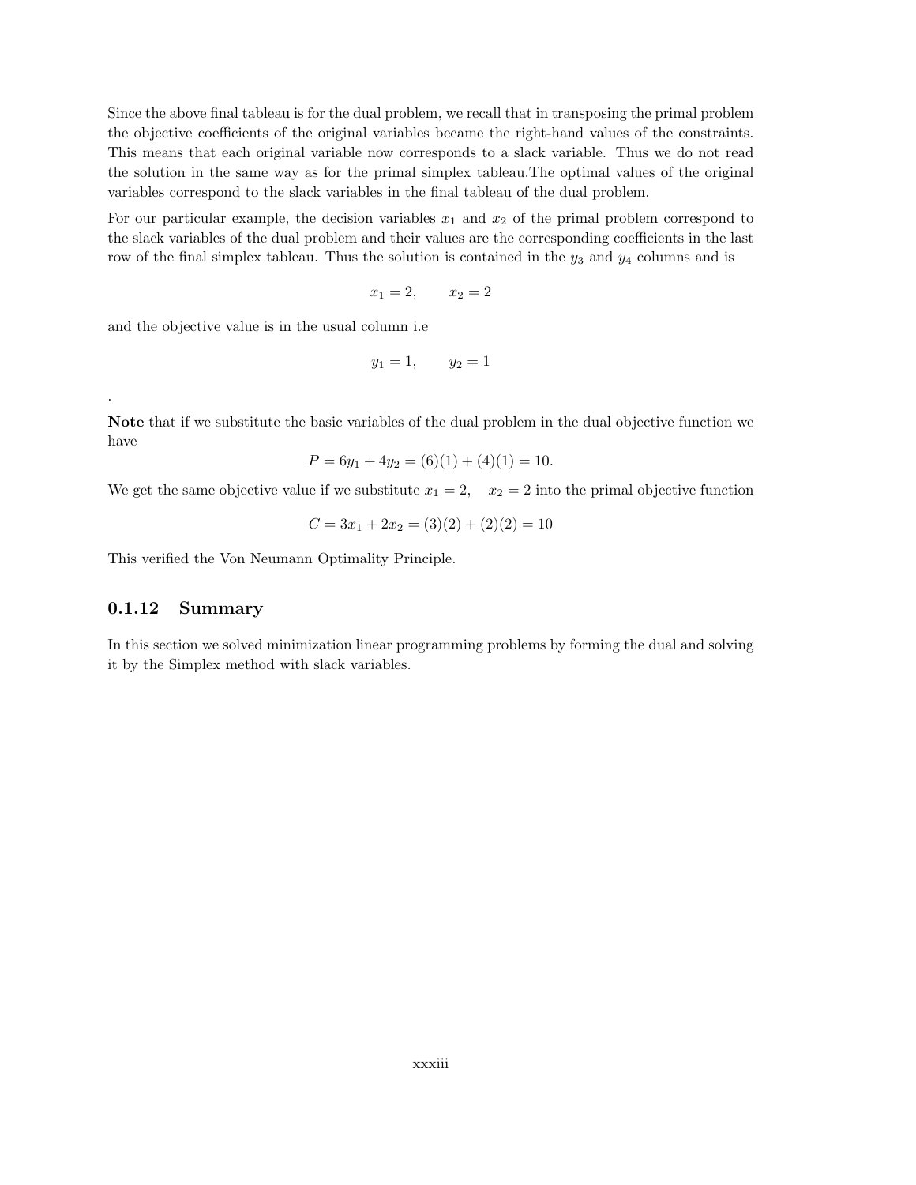Since the above final tableau is for the dual problem, we recall that in transposing the primal problem the objective coefficients of the original variables became the right-hand values of the constraints. This means that each original variable now corresponds to a slack variable. Thus we do not read the solution in the same way as for the primal simplex tableau.The optimal values of the original variables correspond to the slack variables in the final tableau of the dual problem.

For our particular example, the decision variables $x_1$ and $x_2$ of the primal problem correspond to the slack variables of the dual problem and their values are the corresponding coefficients in the last row of the final simplex tableau. Thus the solution is contained in the $y_3$ and $y_4$ columns and is

$$x_1 = 2, \qquad x_2 = 2$$

and the objective value is in the usual column i.e

$$y_1 = 1, \qquad y_2 = 1$$

.

**Note** that if we substitute the basic variables of the dual problem in the dual objective function we have

$$P = 6y_1 + 4y_2 = (6)(1) + (4)(1) = 10.$$

We get the same objective value if we substitute $x_1 = 2, \quad x_2 = 2$ into the primal objective function

$$C = 3x_1 + 2x_2 = (3)(2) + (2)(2) = 10$$

This verified the Von Neumann Optimality Principle.

### 0.1.12 Summary

In this section we solved minimization linear programming problems by forming the dual and solving it by the Simplex method with slack variables.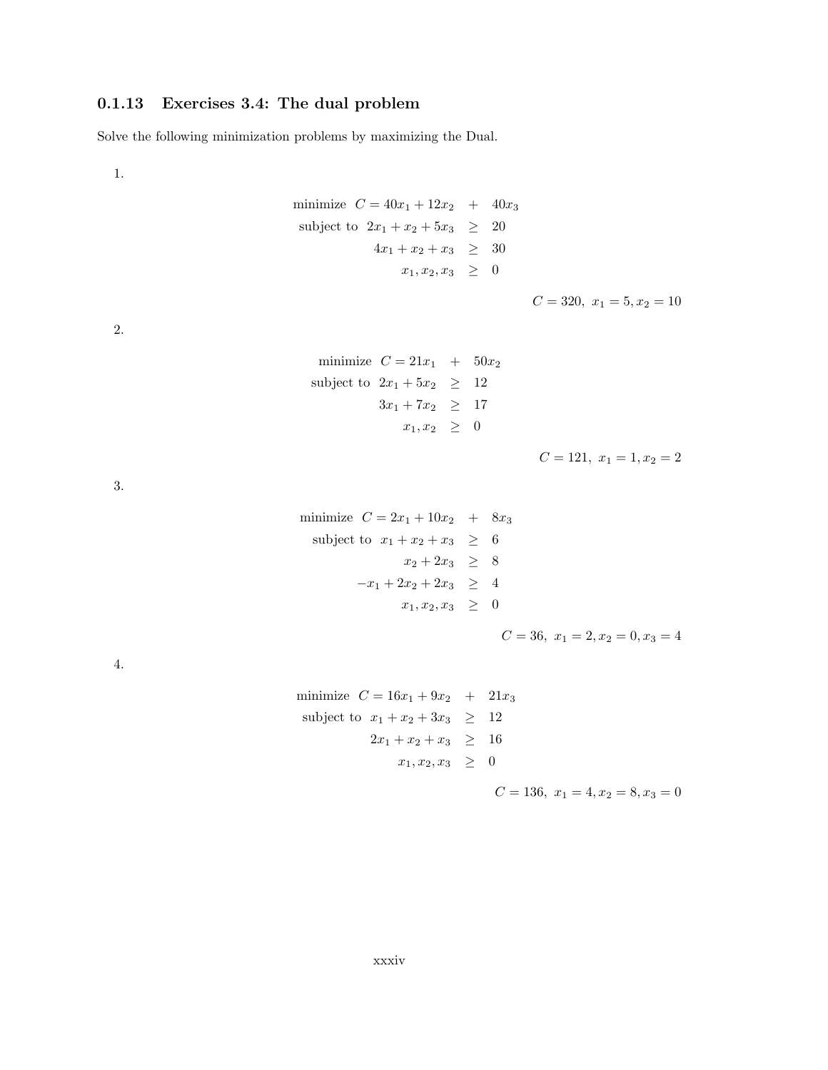### 0.1.13 Exercises 3.4: The dual problem

Solve the following minimization problems by maximizing the Dual.

1.

$$
\begin{aligned}
\text{minimize } \; C = 40x_1 + 12x_2 &+ 40x_3 \\
\text{subject to } \; 2x_1 + x_2 + 5x_3 &\geq 20 \\
4x_1 + x_2 + x_3 &\geq 30 \\
x_1, x_2, x_3 &\geq 0
\end{aligned}
$$

$C = 320, \; x_1 = 5, x_2 = 10$

2.

$$
\begin{aligned}
\text{minimize } \; C = 21x_1 &+ 50x_2 \\
\text{subject to } \; 2x_1 + 5x_2 &\geq 12 \\
3x_1 + 7x_2 &\geq 17 \\
x_1, x_2 &\geq 0
\end{aligned}
$$

$C = 121, \; x_1 = 1, x_2 = 2$

3.

$$
\begin{aligned}
\text{minimize } \; C = 2x_1 + 10x_2 &+ 8x_3 \\
\text{subject to } \; x_1 + x_2 + x_3 &\geq 6 \\
x_2 + 2x_3 &\geq 8 \\
-x_1 + 2x_2 + 2x_3 &\geq 4 \\
x_1, x_2, x_3 &\geq 0
\end{aligned}
$$

$C = 36, \; x_1 = 2, x_2 = 0, x_3 = 4$

4.

$$
\begin{aligned}
\text{minimize } \; C = 16x_1 + 9x_2 &+ 21x_3 \\
\text{subject to } \; x_1 + x_2 + 3x_3 &\geq 12 \\
2x_1 + x_2 + x_3 &\geq 16 \\
x_1, x_2, x_3 &\geq 0
\end{aligned}
$$

$C = 136, \; x_1 = 4, x_2 = 8, x_3 = 0$